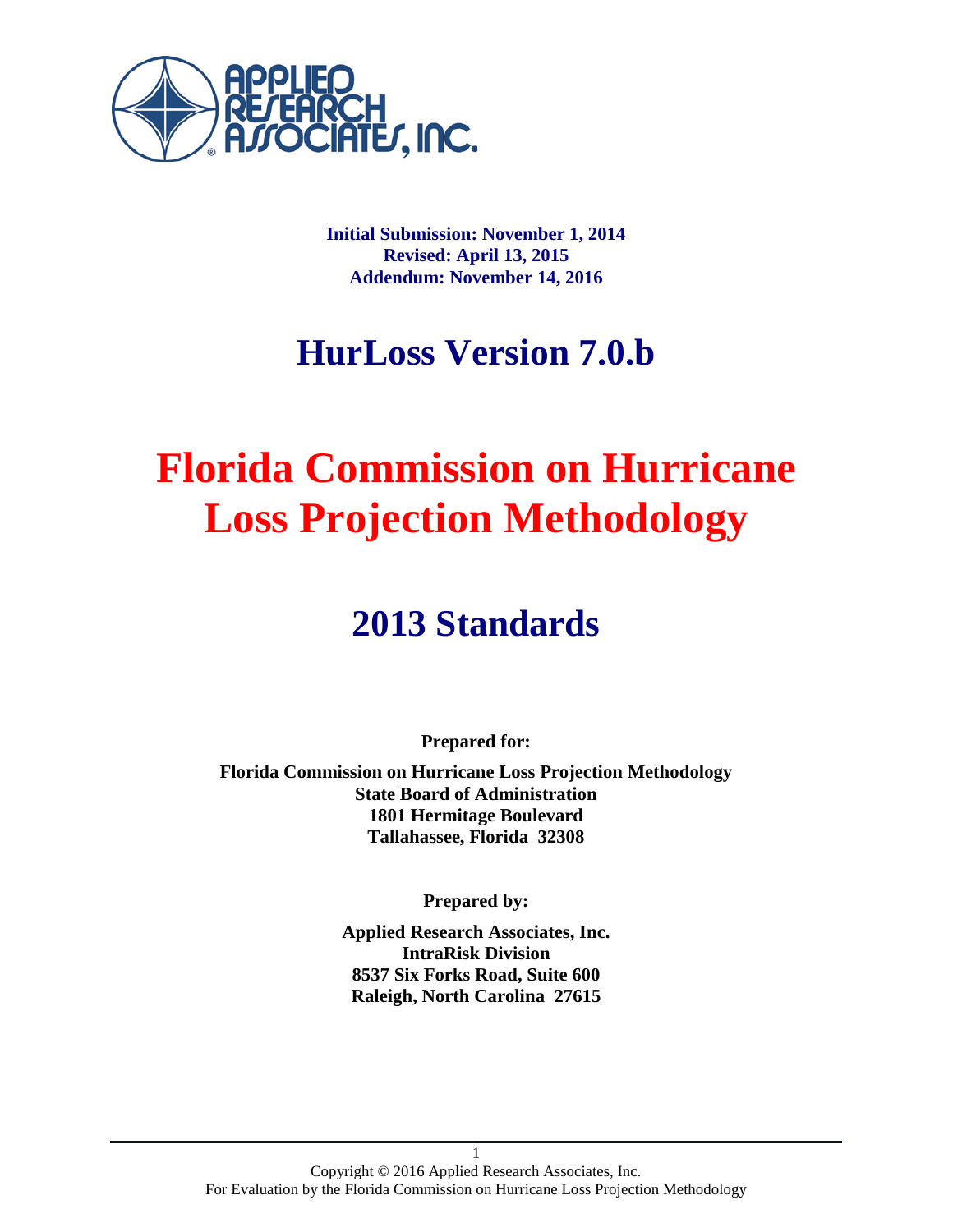**Initial Submission: November 1, 2014**
**Revised: April 13, 2015**
**Addendum: November 14, 2016**

# HurLoss Version 7.0.b

# Florida Commission on Hurricane Loss Projection Methodology

# 2013 Standards

**Prepared for:**

**Florida Commission on Hurricane Loss Projection Methodology**
**State Board of Administration**
**1801 Hermitage Boulevard**
**Tallahassee, Florida 32308**

**Prepared by:**

**Applied Research Associates, Inc.**
**IntraRisk Division**
**8537 Six Forks Road, Suite 600**
**Raleigh, North Carolina 27615**

Copyright © 2016 Applied Research Associates, Inc.
For Evaluation by the Florida Commission on Hurricane Loss Projection Methodology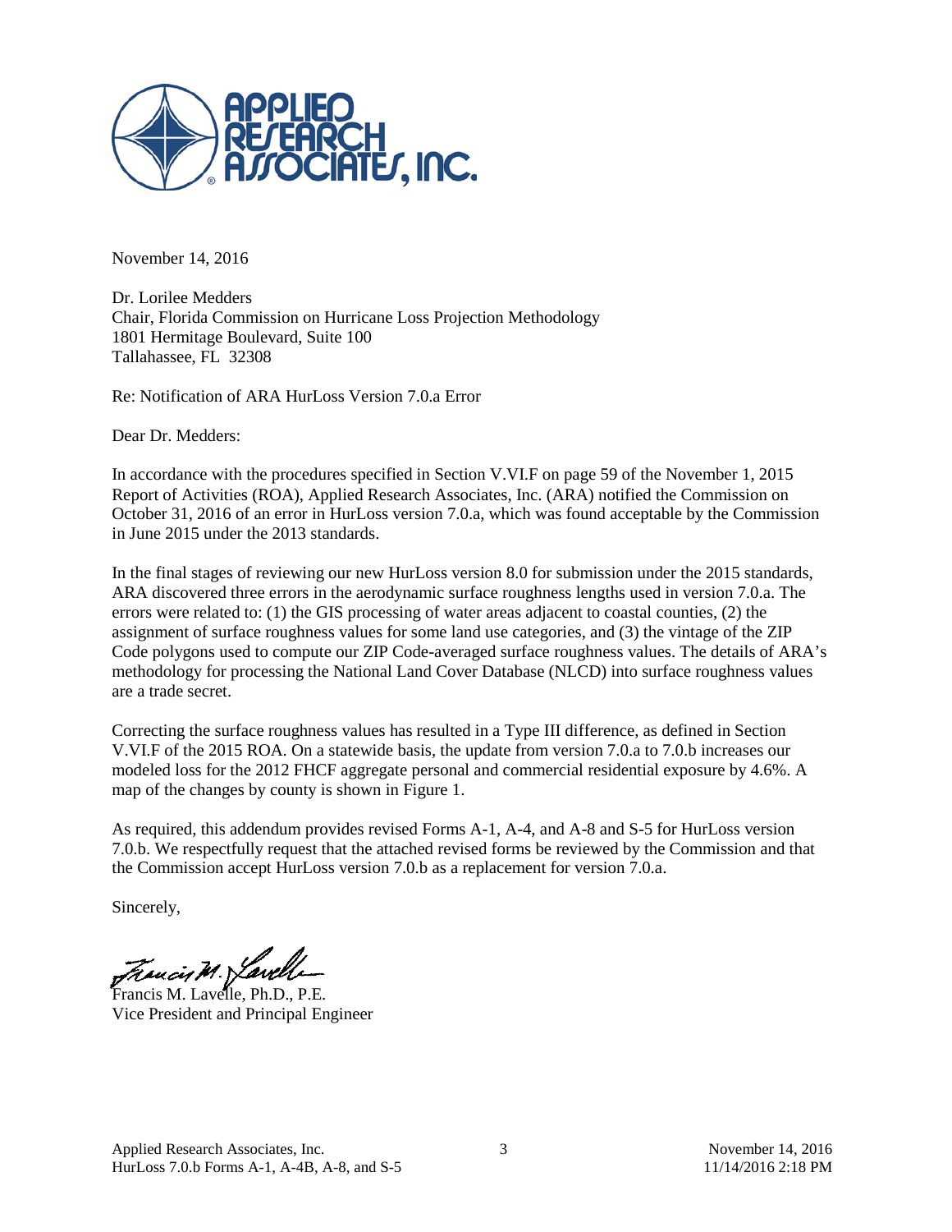November 14, 2016

Dr. Lorilee Medders
Chair, Florida Commission on Hurricane Loss Projection Methodology
1801 Hermitage Boulevard, Suite 100
Tallahassee, FL 32308

Re: Notification of ARA HurLoss Version 7.0.a Error

Dear Dr. Medders:

In accordance with the procedures specified in Section V.VI.F on page 59 of the November 1, 2015 Report of Activities (ROA), Applied Research Associates, Inc. (ARA) notified the Commission on October 31, 2016 of an error in HurLoss version 7.0.a, which was found acceptable by the Commission in June 2015 under the 2013 standards.

In the final stages of reviewing our new HurLoss version 8.0 for submission under the 2015 standards, ARA discovered three errors in the aerodynamic surface roughness lengths used in version 7.0.a. The errors were related to: (1) the GIS processing of water areas adjacent to coastal counties, (2) the assignment of surface roughness values for some land use categories, and (3) the vintage of the ZIP Code polygons used to compute our ZIP Code-averaged surface roughness values. The details of ARA's methodology for processing the National Land Cover Database (NLCD) into surface roughness values are a trade secret.

Correcting the surface roughness values has resulted in a Type III difference, as defined in Section V.VI.F of the 2015 ROA. On a statewide basis, the update from version 7.0.a to 7.0.b increases our modeled loss for the 2012 FHCF aggregate personal and commercial residential exposure by 4.6%. A map of the changes by county is shown in Figure 1.

As required, this addendum provides revised Forms A-1, A-4, and A-8 and S-5 for HurLoss version 7.0.b. We respectfully request that the attached revised forms be reviewed by the Commission and that the Commission accept HurLoss version 7.0.b as a replacement for version 7.0.a.

Sincerely,

Francis M. Lavelle, Ph.D., P.E.
Vice President and Principal Engineer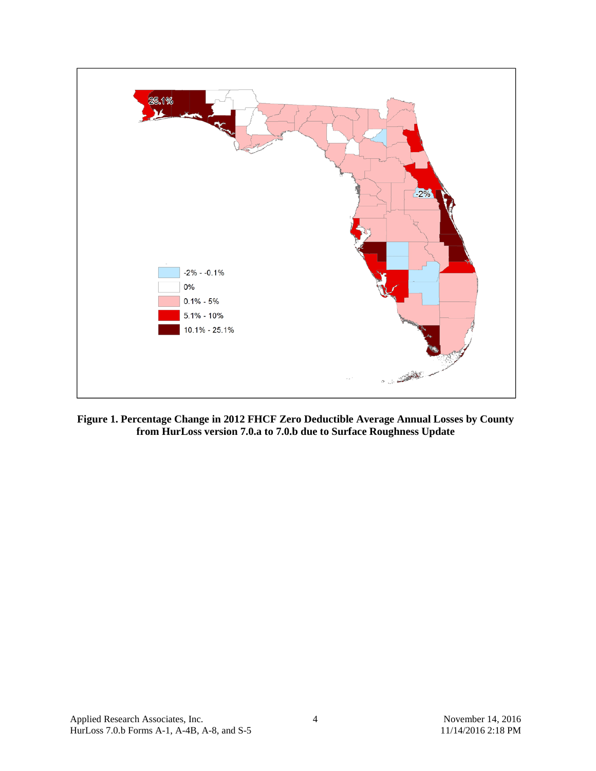**Figure 1. Percentage Change in 2012 FHCF Zero Deductible Average Annual Losses by County from HurLoss version 7.0.a to 7.0.b due to Surface Roughness Update**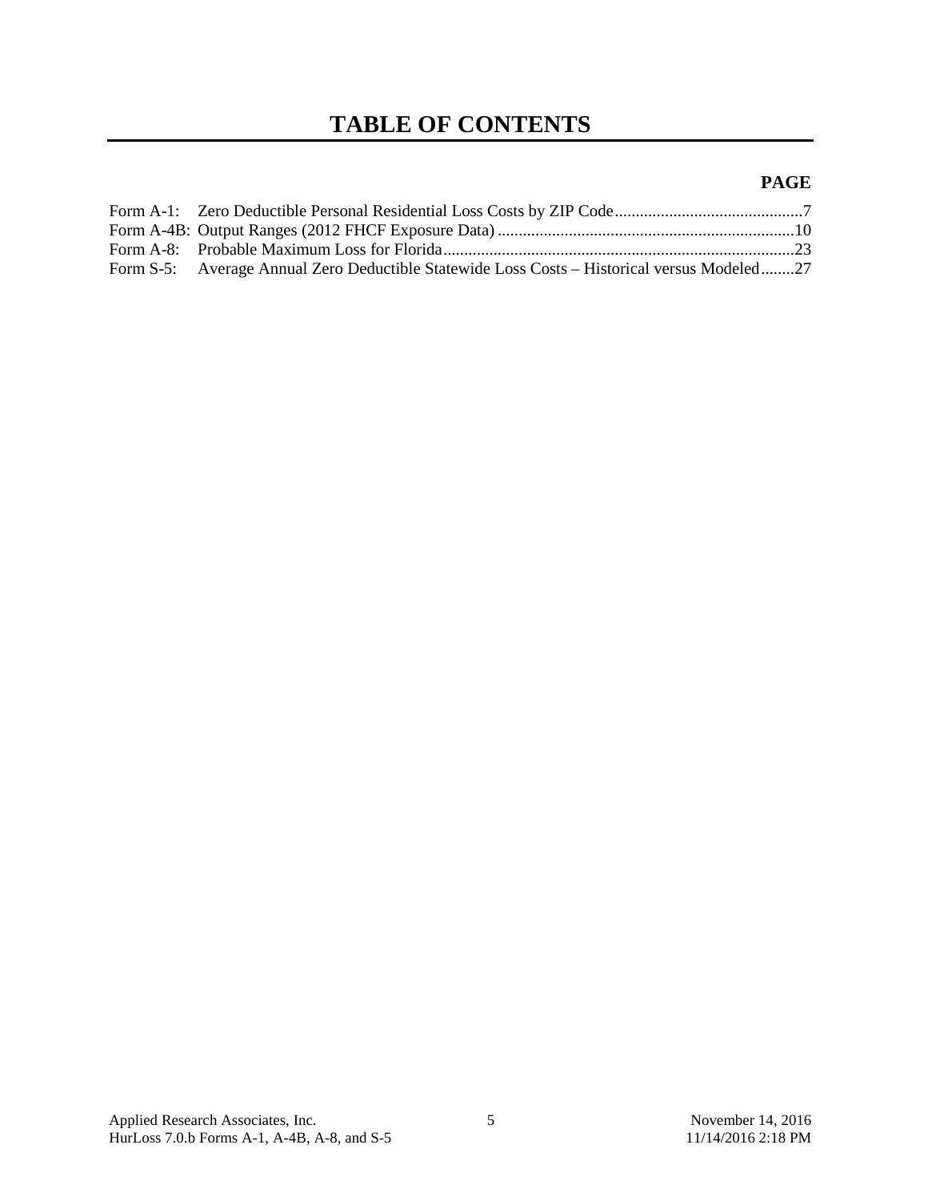# TABLE OF CONTENTS

| | | PAGE |
|---|---|---|
| Form A-1: | Zero Deductible Personal Residential Loss Costs by ZIP Code | 7 |
| Form A-4B: | Output Ranges (2012 FHCF Exposure Data) | 10 |
| Form A-8: | Probable Maximum Loss for Florida | 23 |
| Form S-5: | Average Annual Zero Deductible Statewide Loss Costs – Historical versus Modeled | 27 |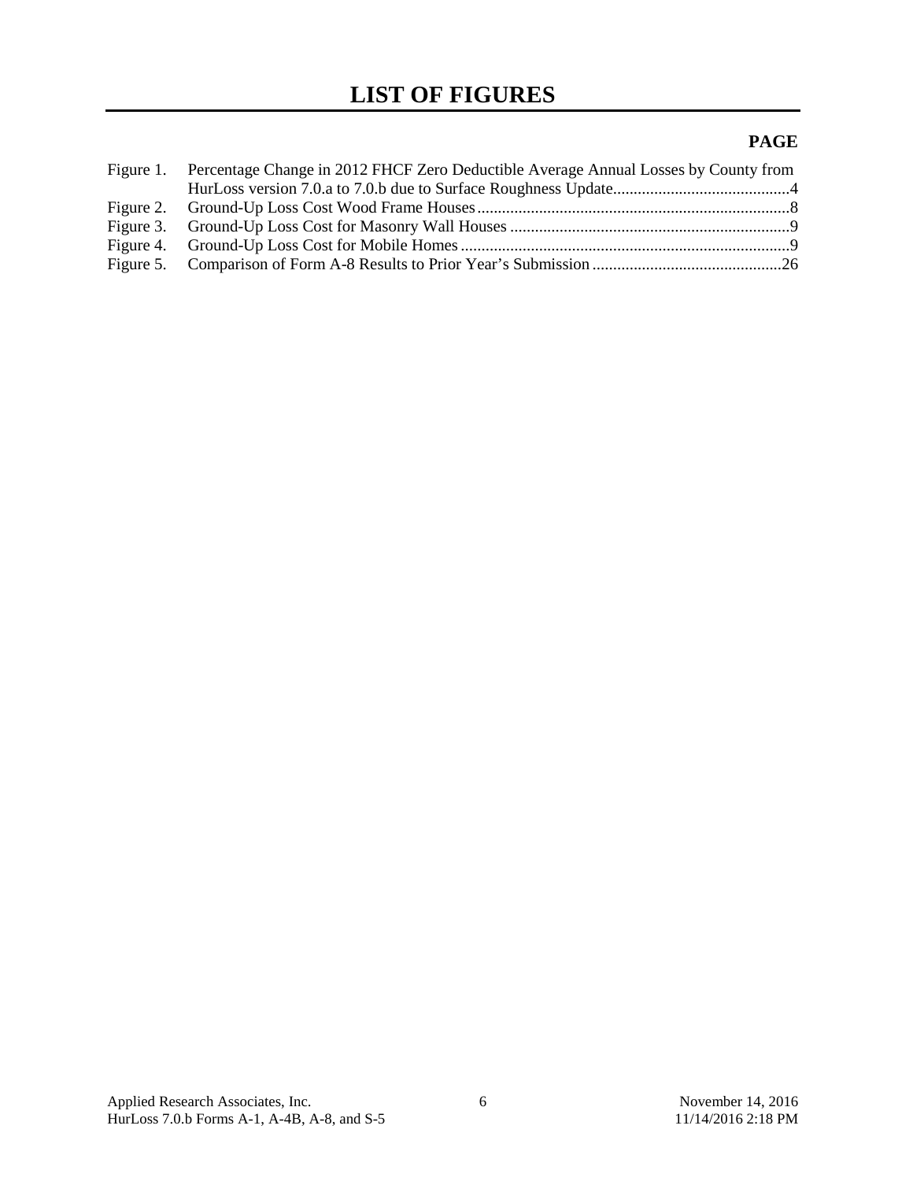# LIST OF FIGURES

**PAGE**

Figure 1. Percentage Change in 2012 FHCF Zero Deductible Average Annual Losses by County from HurLoss version 7.0.a to 7.0.b due to Surface Roughness Update........................................4

Figure 2. Ground-Up Loss Cost Wood Frame Houses........................................................................8

Figure 3. Ground-Up Loss Cost for Masonry Wall Houses ..................................................................9

Figure 4. Ground-Up Loss Cost for Mobile Homes ............................................................................9

Figure 5. Comparison of Form A-8 Results to Prior Year's Submission ..........................................26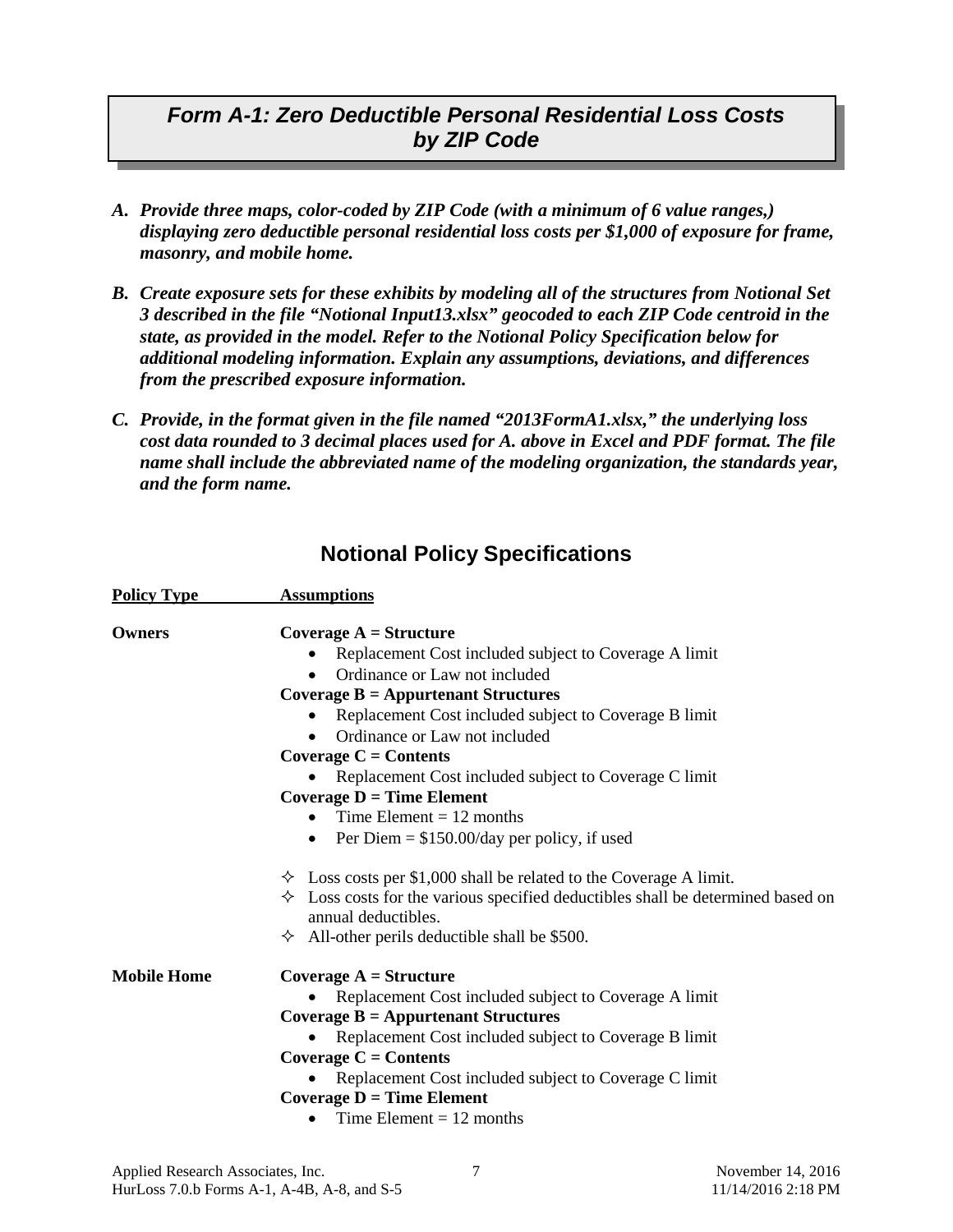# *Form A-1: Zero Deductible Personal Residential Loss Costs by ZIP Code*

***A. Provide three maps, color-coded by ZIP Code (with a minimum of 6 value ranges,) displaying zero deductible personal residential loss costs per $1,000 of exposure for frame, masonry, and mobile home.***

***B. Create exposure sets for these exhibits by modeling all of the structures from Notional Set 3 described in the file "Notional Input13.xlsx" geocoded to each ZIP Code centroid in the state, as provided in the model. Refer to the Notional Policy Specification below for additional modeling information. Explain any assumptions, deviations, and differences from the prescribed exposure information.***

***C. Provide, in the format given in the file named "2013FormA1.xlsx," the underlying loss cost data rounded to 3 decimal places used for A. above in Excel and PDF format. The file name shall include the abbreviated name of the modeling organization, the standards year, and the form name.***

## Notional Policy Specifications

| Policy Type | Assumptions |
|---|---|
| **Owners** | **Coverage A = Structure**<br>• Replacement Cost included subject to Coverage A limit<br>• Ordinance or Law not included<br>**Coverage B = Appurtenant Structures**<br>• Replacement Cost included subject to Coverage B limit<br>• Ordinance or Law not included<br>**Coverage C = Contents**<br>• Replacement Cost included subject to Coverage C limit<br>**Coverage D = Time Element**<br>• Time Element = 12 months<br>• Per Diem = $150.00/day per policy, if used<br><br>✧ Loss costs per $1,000 shall be related to the Coverage A limit.<br>✧ Loss costs for the various specified deductibles shall be determined based on annual deductibles.<br>✧ All-other perils deductible shall be $500. |
| **Mobile Home** | **Coverage A = Structure**<br>• Replacement Cost included subject to Coverage A limit<br>**Coverage B = Appurtenant Structures**<br>• Replacement Cost included subject to Coverage B limit<br>**Coverage C = Contents**<br>• Replacement Cost included subject to Coverage C limit<br>**Coverage D = Time Element**<br>• Time Element = 12 months |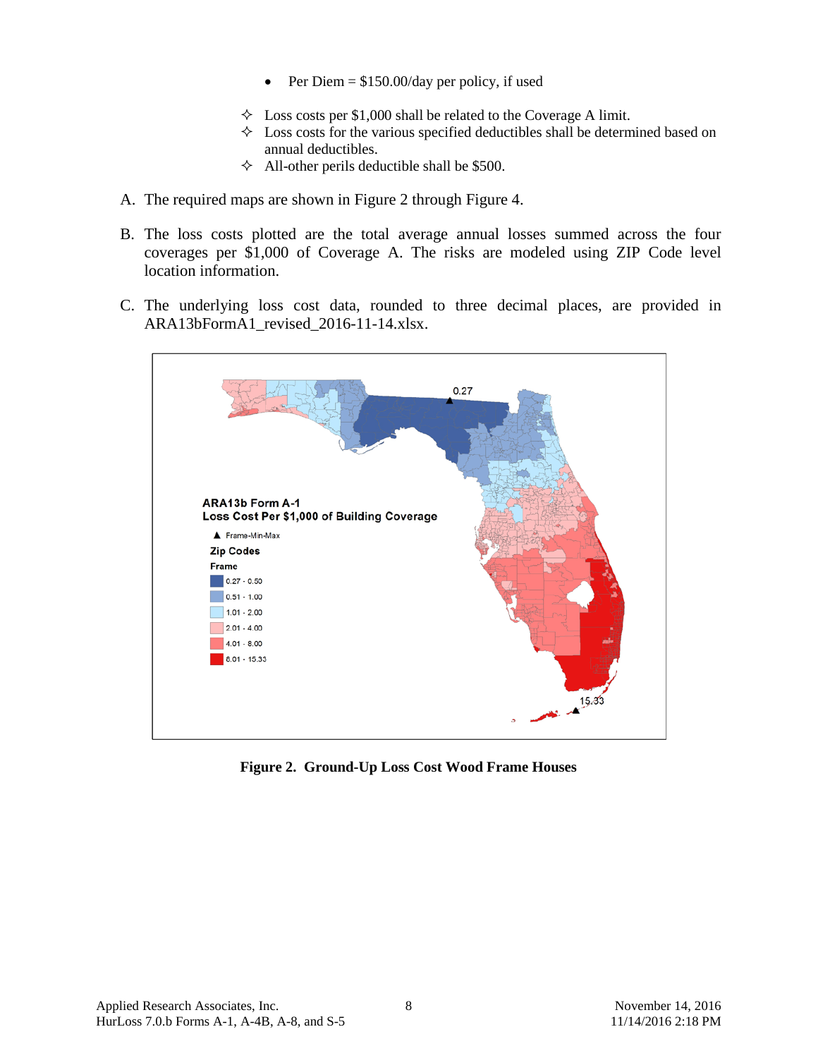- Per Diem = $150.00/day per policy, if used

✧ Loss costs per $1,000 shall be related to the Coverage A limit.
✧ Loss costs for the various specified deductibles shall be determined based on annual deductibles.
✧ All-other perils deductible shall be $500.

A. The required maps are shown in Figure 2 through Figure 4.

B. The loss costs plotted are the total average annual losses summed across the four coverages per $1,000 of Coverage A. The risks are modeled using ZIP Code level location information.

C. The underlying loss cost data, rounded to three decimal places, are provided in ARA13bFormA1_revised_2016-11-14.xlsx.

**Figure 2. Ground-Up Loss Cost Wood Frame Houses**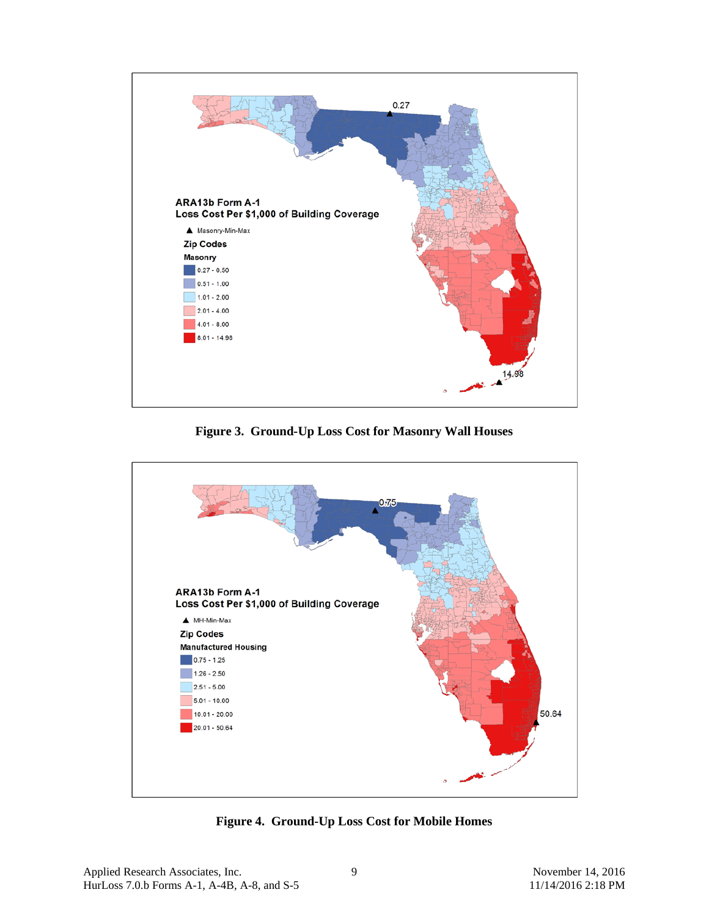ARA13b Form A-1
Loss Cost Per $1,000 of Building Coverage

▲ Masonry-Min-Max

Zip Codes

Masonry

- 0.27 - 0.50
- 0.51 - 1.00
- 1.01 - 2.00
- 2.01 - 4.00
- 4.01 - 8.00
- 8.01 - 14.98

0.27

14.98

**Figure 3. Ground-Up Loss Cost for Masonry Wall Houses**

ARA13b Form A-1
Loss Cost Per $1,000 of Building Coverage

▲ MH-Min-Max

Zip Codes

Manufactured Housing

- 0.75 - 1.25
- 1.26 - 2.50
- 2.51 - 5.00
- 5.01 - 10.00
- 10.01 - 20.00
- 20.01 - 50.64

0.75

50.64

**Figure 4. Ground-Up Loss Cost for Mobile Homes**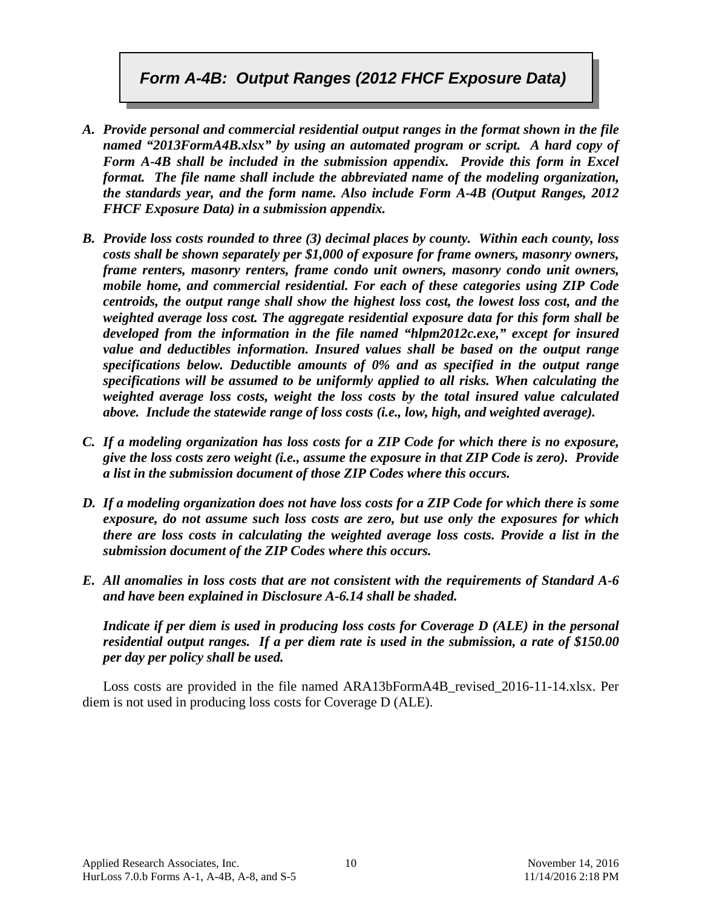# *Form A-4B: Output Ranges (2012 FHCF Exposure Data)*

***A. Provide personal and commercial residential output ranges in the format shown in the file named "2013FormA4B.xlsx" by using an automated program or script. A hard copy of Form A-4B shall be included in the submission appendix. Provide this form in Excel format. The file name shall include the abbreviated name of the modeling organization, the standards year, and the form name. Also include Form A-4B (Output Ranges, 2012 FHCF Exposure Data) in a submission appendix.***

***B. Provide loss costs rounded to three (3) decimal places by county. Within each county, loss costs shall be shown separately per $1,000 of exposure for frame owners, masonry owners, frame renters, masonry renters, frame condo unit owners, masonry condo unit owners, mobile home, and commercial residential. For each of these categories using ZIP Code centroids, the output range shall show the highest loss cost, the lowest loss cost, and the weighted average loss cost. The aggregate residential exposure data for this form shall be developed from the information in the file named "hlpm2012c.exe," except for insured value and deductibles information. Insured values shall be based on the output range specifications below. Deductible amounts of 0% and as specified in the output range specifications will be assumed to be uniformly applied to all risks. When calculating the weighted average loss costs, weight the loss costs by the total insured value calculated above. Include the statewide range of loss costs (i.e., low, high, and weighted average).***

***C. If a modeling organization has loss costs for a ZIP Code for which there is no exposure, give the loss costs zero weight (i.e., assume the exposure in that ZIP Code is zero). Provide a list in the submission document of those ZIP Codes where this occurs.***

***D. If a modeling organization does not have loss costs for a ZIP Code for which there is some exposure, do not assume such loss costs are zero, but use only the exposures for which there are loss costs in calculating the weighted average loss costs. Provide a list in the submission document of the ZIP Codes where this occurs.***

***E. All anomalies in loss costs that are not consistent with the requirements of Standard A-6 and have been explained in Disclosure A-6.14 shall be shaded.***

***Indicate if per diem is used in producing loss costs for Coverage D (ALE) in the personal residential output ranges. If a per diem rate is used in the submission, a rate of $150.00 per day per policy shall be used.***

Loss costs are provided in the file named ARA13bFormA4B_revised_2016-11-14.xlsx. Per diem is not used in producing loss costs for Coverage D (ALE).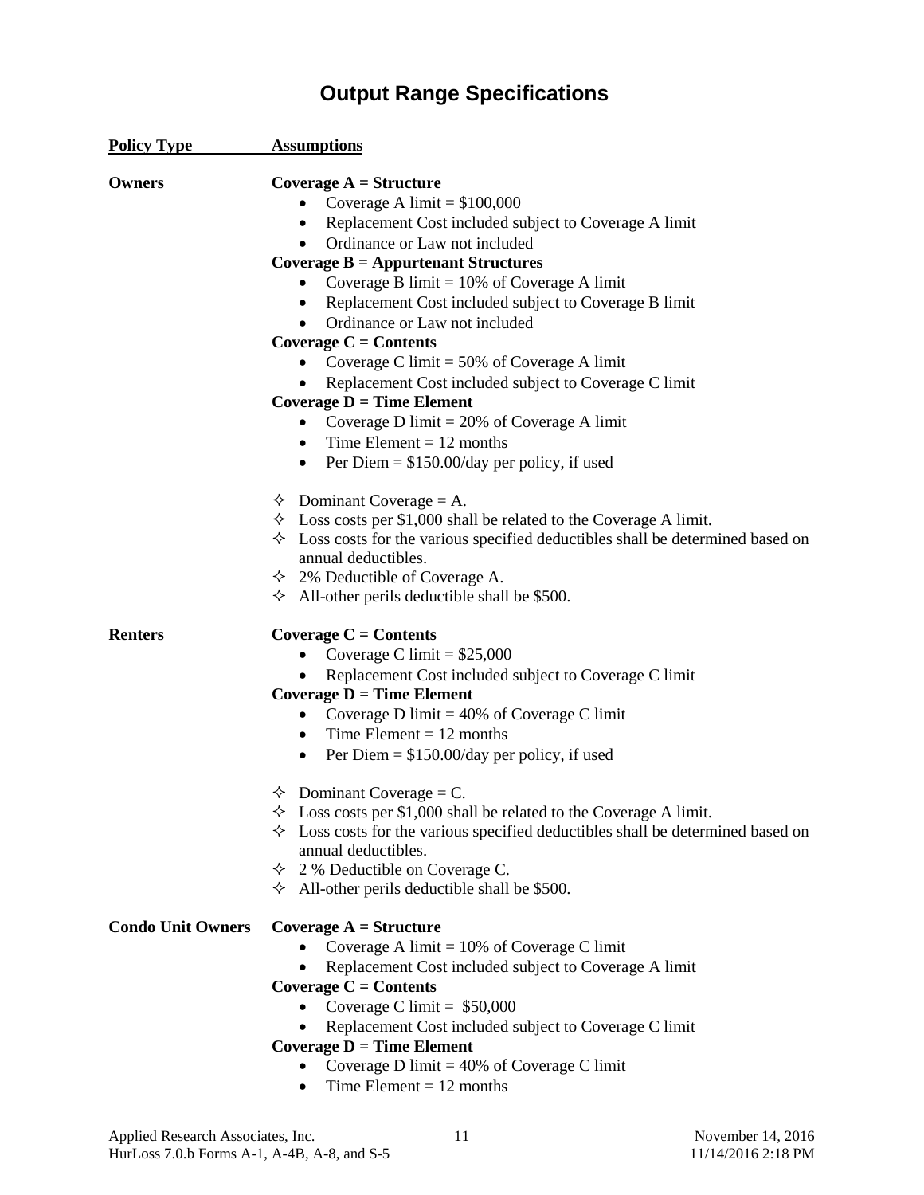# Output Range Specifications

| Policy Type | Assumptions |
|---|---|

**Owners**

**Coverage A = Structure**

- Coverage A limit = $100,000
- Replacement Cost included subject to Coverage A limit
- Ordinance or Law not included

**Coverage B = Appurtenant Structures**

- Coverage B limit = 10% of Coverage A limit
- Replacement Cost included subject to Coverage B limit
- Ordinance or Law not included

**Coverage C = Contents**

- Coverage C limit = 50% of Coverage A limit
- Replacement Cost included subject to Coverage C limit

**Coverage D = Time Element**

- Coverage D limit = 20% of Coverage A limit
- Time Element = 12 months
- Per Diem = $150.00/day per policy, if used

✧ Dominant Coverage = A.
✧ Loss costs per $1,000 shall be related to the Coverage A limit.
✧ Loss costs for the various specified deductibles shall be determined based on annual deductibles.
✧ 2% Deductible of Coverage A.
✧ All-other perils deductible shall be $500.

**Renters**

**Coverage C = Contents**

- Coverage C limit = $25,000
- Replacement Cost included subject to Coverage C limit

**Coverage D = Time Element**

- Coverage D limit = 40% of Coverage C limit
- Time Element = 12 months
- Per Diem = $150.00/day per policy, if used

✧ Dominant Coverage = C.
✧ Loss costs per $1,000 shall be related to the Coverage A limit.
✧ Loss costs for the various specified deductibles shall be determined based on annual deductibles.
✧ 2 % Deductible on Coverage C.
✧ All-other perils deductible shall be $500.

**Condo Unit Owners**

**Coverage A = Structure**

- Coverage A limit = 10% of Coverage C limit
- Replacement Cost included subject to Coverage A limit

**Coverage C = Contents**

- Coverage C limit = $50,000
- Replacement Cost included subject to Coverage C limit

**Coverage D = Time Element**

- Coverage D limit = 40% of Coverage C limit
- Time Element = 12 months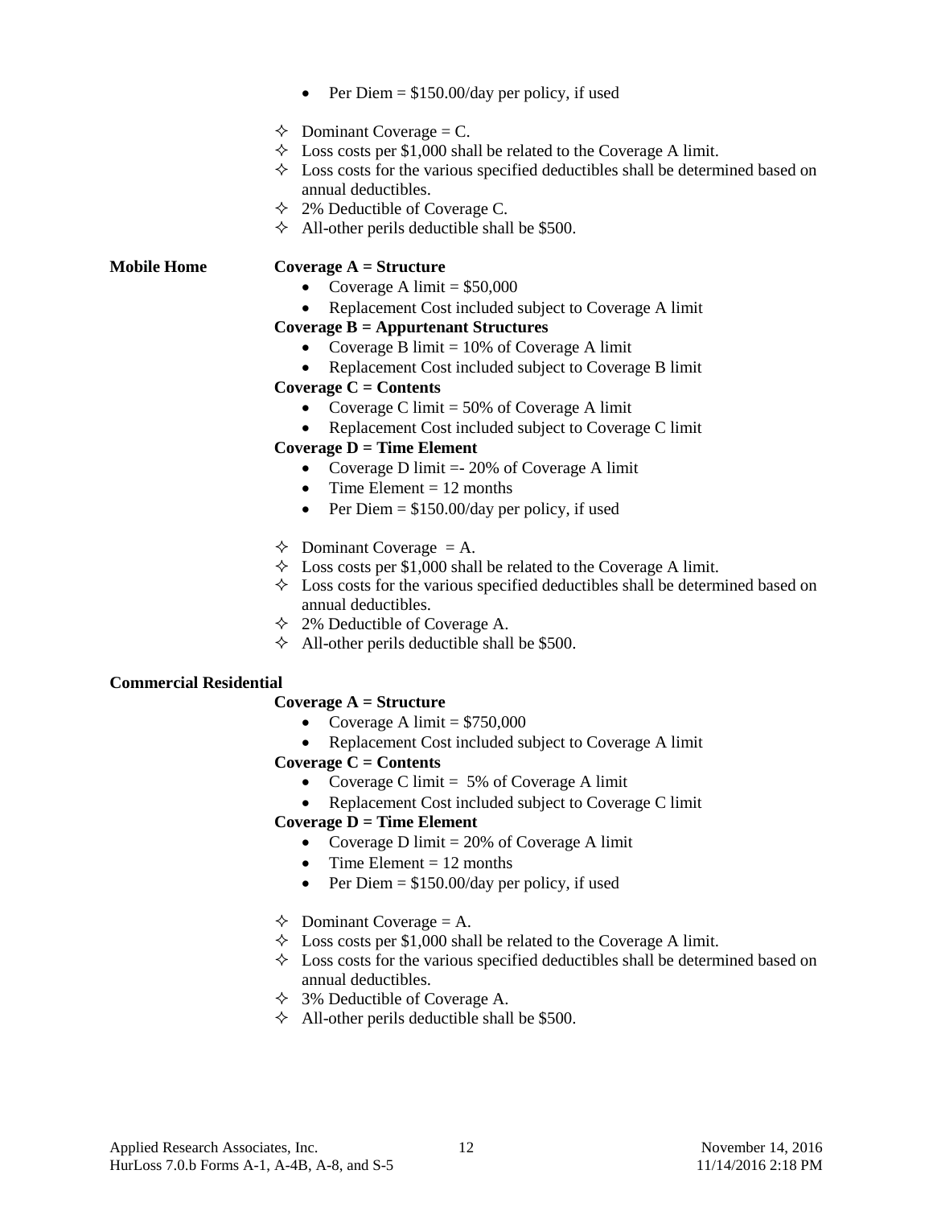- Per Diem = $150.00/day per policy, if used

- ✧ Dominant Coverage = C.
- ✧ Loss costs per $1,000 shall be related to the Coverage A limit.
- ✧ Loss costs for the various specified deductibles shall be determined based on annual deductibles.
- ✧ 2% Deductible of Coverage C.
- ✧ All-other perils deductible shall be $500.

**Mobile Home**

**Coverage A = Structure**

- Coverage A limit = $50,000
- Replacement Cost included subject to Coverage A limit

**Coverage B = Appurtenant Structures**

- Coverage B limit = 10% of Coverage A limit
- Replacement Cost included subject to Coverage B limit

**Coverage C = Contents**

- Coverage C limit = 50% of Coverage A limit
- Replacement Cost included subject to Coverage C limit

**Coverage D = Time Element**

- Coverage D limit =- 20% of Coverage A limit
- Time Element = 12 months
- Per Diem = $150.00/day per policy, if used

- ✧ Dominant Coverage = A.
- ✧ Loss costs per $1,000 shall be related to the Coverage A limit.
- ✧ Loss costs for the various specified deductibles shall be determined based on annual deductibles.
- ✧ 2% Deductible of Coverage A.
- ✧ All-other perils deductible shall be $500.

**Commercial Residential**

**Coverage A = Structure**

- Coverage A limit = $750,000
- Replacement Cost included subject to Coverage A limit

**Coverage C = Contents**

- Coverage C limit = 5% of Coverage A limit
- Replacement Cost included subject to Coverage C limit

**Coverage D = Time Element**

- Coverage D limit = 20% of Coverage A limit
- Time Element = 12 months
- Per Diem = $150.00/day per policy, if used

- ✧ Dominant Coverage = A.
- ✧ Loss costs per $1,000 shall be related to the Coverage A limit.
- ✧ Loss costs for the various specified deductibles shall be determined based on annual deductibles.
- ✧ 3% Deductible of Coverage A.
- ✧ All-other perils deductible shall be $500.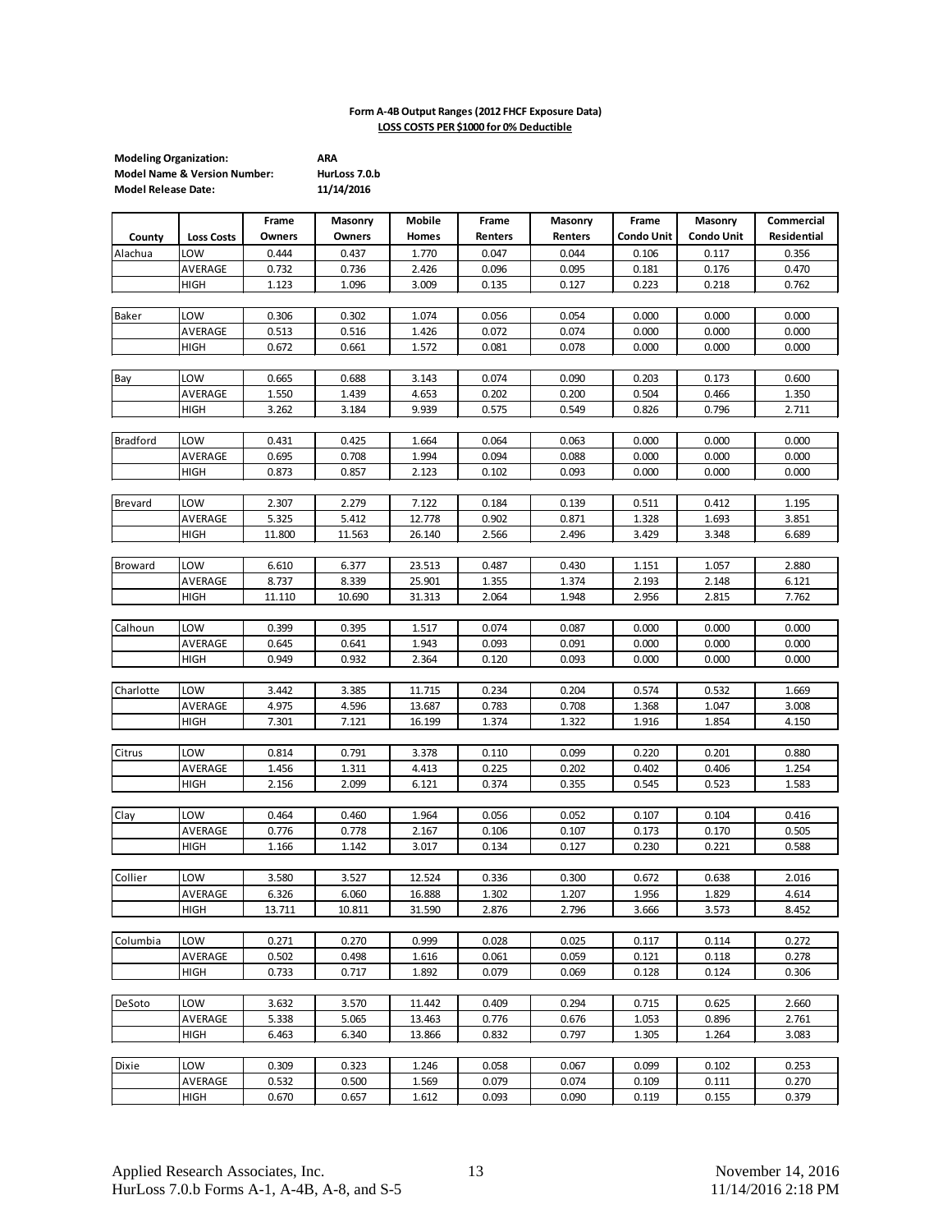**Form A-4B Output Ranges (2012 FHCF Exposure Data)**
**LOSS COSTS PER $1000 for 0% Deductible**

**Modeling Organization:** ARA
**Model Name & Version Number:** HurLoss 7.0.b
**Model Release Date:** 11/14/2016

| County | Loss Costs | Frame Owners | Masonry Owners | Mobile Homes | Frame Renters | Masonry Renters | Frame Condo Unit | Masonry Condo Unit | Commercial Residential |
|---|---|---|---|---|---|---|---|---|---|
| Alachua | LOW | 0.444 | 0.437 | 1.770 | 0.047 | 0.044 | 0.106 | 0.117 | 0.356 |
| | AVERAGE | 0.732 | 0.736 | 2.426 | 0.096 | 0.095 | 0.181 | 0.176 | 0.470 |
| | HIGH | 1.123 | 1.096 | 3.009 | 0.135 | 0.127 | 0.223 | 0.218 | 0.762 |
| Baker | LOW | 0.306 | 0.302 | 1.074 | 0.056 | 0.054 | 0.000 | 0.000 | 0.000 |
| | AVERAGE | 0.513 | 0.516 | 1.426 | 0.072 | 0.074 | 0.000 | 0.000 | 0.000 |
| | HIGH | 0.672 | 0.661 | 1.572 | 0.081 | 0.078 | 0.000 | 0.000 | 0.000 |
| Bay | LOW | 0.665 | 0.688 | 3.143 | 0.074 | 0.090 | 0.203 | 0.173 | 0.600 |
| | AVERAGE | 1.550 | 1.439 | 4.653 | 0.202 | 0.200 | 0.504 | 0.466 | 1.350 |
| | HIGH | 3.262 | 3.184 | 9.939 | 0.575 | 0.549 | 0.826 | 0.796 | 2.711 |
| Bradford | LOW | 0.431 | 0.425 | 1.664 | 0.064 | 0.063 | 0.000 | 0.000 | 0.000 |
| | AVERAGE | 0.695 | 0.708 | 1.994 | 0.094 | 0.088 | 0.000 | 0.000 | 0.000 |
| | HIGH | 0.873 | 0.857 | 2.123 | 0.102 | 0.093 | 0.000 | 0.000 | 0.000 |
| Brevard | LOW | 2.307 | 2.279 | 7.122 | 0.184 | 0.139 | 0.511 | 0.412 | 1.195 |
| | AVERAGE | 5.325 | 5.412 | 12.778 | 0.902 | 0.871 | 1.328 | 1.693 | 3.851 |
| | HIGH | 11.800 | 11.563 | 26.140 | 2.566 | 2.496 | 3.429 | 3.348 | 6.689 |
| Broward | LOW | 6.610 | 6.377 | 23.513 | 0.487 | 0.430 | 1.151 | 1.057 | 2.880 |
| | AVERAGE | 8.737 | 8.339 | 25.901 | 1.355 | 1.374 | 2.193 | 2.148 | 6.121 |
| | HIGH | 11.110 | 10.690 | 31.313 | 2.064 | 1.948 | 2.956 | 2.815 | 7.762 |
| Calhoun | LOW | 0.399 | 0.395 | 1.517 | 0.074 | 0.087 | 0.000 | 0.000 | 0.000 |
| | AVERAGE | 0.645 | 0.641 | 1.943 | 0.093 | 0.091 | 0.000 | 0.000 | 0.000 |
| | HIGH | 0.949 | 0.932 | 2.364 | 0.120 | 0.093 | 0.000 | 0.000 | 0.000 |
| Charlotte | LOW | 3.442 | 3.385 | 11.715 | 0.234 | 0.204 | 0.574 | 0.532 | 1.669 |
| | AVERAGE | 4.975 | 4.596 | 13.687 | 0.783 | 0.708 | 1.368 | 1.047 | 3.008 |
| | HIGH | 7.301 | 7.121 | 16.199 | 1.374 | 1.322 | 1.916 | 1.854 | 4.150 |
| Citrus | LOW | 0.814 | 0.791 | 3.378 | 0.110 | 0.099 | 0.220 | 0.201 | 0.880 |
| | AVERAGE | 1.456 | 1.311 | 4.413 | 0.225 | 0.202 | 0.402 | 0.406 | 1.254 |
| | HIGH | 2.156 | 2.099 | 6.121 | 0.374 | 0.355 | 0.545 | 0.523 | 1.583 |
| Clay | LOW | 0.464 | 0.460 | 1.964 | 0.056 | 0.052 | 0.107 | 0.104 | 0.416 |
| | AVERAGE | 0.776 | 0.778 | 2.167 | 0.106 | 0.107 | 0.173 | 0.170 | 0.505 |
| | HIGH | 1.166 | 1.142 | 3.017 | 0.134 | 0.127 | 0.230 | 0.221 | 0.588 |
| Collier | LOW | 3.580 | 3.527 | 12.524 | 0.336 | 0.300 | 0.672 | 0.638 | 2.016 |
| | AVERAGE | 6.326 | 6.060 | 16.888 | 1.302 | 1.207 | 1.956 | 1.829 | 4.614 |
| | HIGH | 13.711 | 10.811 | 31.590 | 2.876 | 2.796 | 3.666 | 3.573 | 8.452 |
| Columbia | LOW | 0.271 | 0.270 | 0.999 | 0.028 | 0.025 | 0.117 | 0.114 | 0.272 |
| | AVERAGE | 0.502 | 0.498 | 1.616 | 0.061 | 0.059 | 0.121 | 0.118 | 0.278 |
| | HIGH | 0.733 | 0.717 | 1.892 | 0.079 | 0.069 | 0.128 | 0.124 | 0.306 |
| DeSoto | LOW | 3.632 | 3.570 | 11.442 | 0.409 | 0.294 | 0.715 | 0.625 | 2.660 |
| | AVERAGE | 5.338 | 5.065 | 13.463 | 0.776 | 0.676 | 1.053 | 0.896 | 2.761 |
| | HIGH | 6.463 | 6.340 | 13.866 | 0.832 | 0.797 | 1.305 | 1.264 | 3.083 |
| Dixie | LOW | 0.309 | 0.323 | 1.246 | 0.058 | 0.067 | 0.099 | 0.102 | 0.253 |
| | AVERAGE | 0.532 | 0.500 | 1.569 | 0.079 | 0.074 | 0.109 | 0.111 | 0.270 |
| | HIGH | 0.670 | 0.657 | 1.612 | 0.093 | 0.090 | 0.119 | 0.155 | 0.379 |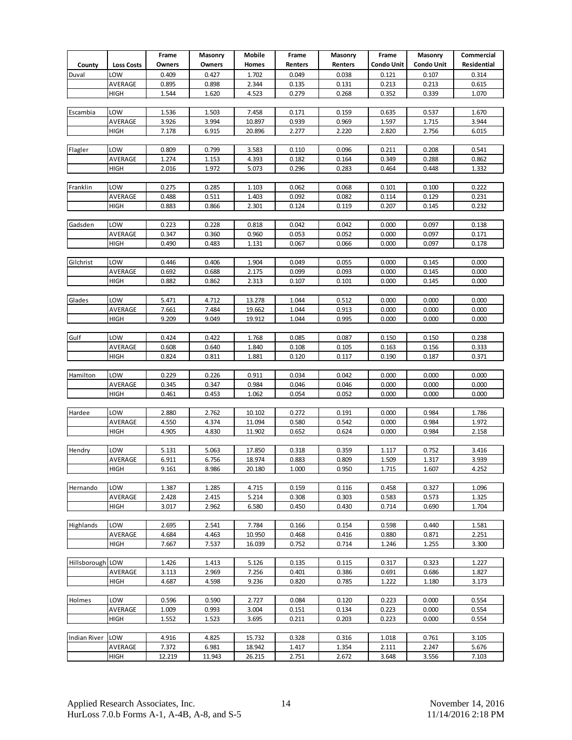| County | Loss Costs | Frame Owners | Masonry Owners | Mobile Homes | Frame Renters | Masonry Renters | Frame Condo Unit | Masonry Condo Unit | Commercial Residential |
|---|---|---|---|---|---|---|---|---|---|
| Duval | LOW | 0.409 | 0.427 | 1.702 | 0.049 | 0.038 | 0.121 | 0.107 | 0.314 |
| | AVERAGE | 0.895 | 0.898 | 2.344 | 0.135 | 0.131 | 0.213 | 0.213 | 0.615 |
| | HIGH | 1.544 | 1.620 | 4.523 | 0.279 | 0.268 | 0.352 | 0.339 | 1.070 |
| Escambia | LOW | 1.536 | 1.503 | 7.458 | 0.171 | 0.159 | 0.635 | 0.537 | 1.670 |
| | AVERAGE | 3.926 | 3.994 | 10.897 | 0.939 | 0.969 | 1.597 | 1.715 | 3.944 |
| | HIGH | 7.178 | 6.915 | 20.896 | 2.277 | 2.220 | 2.820 | 2.756 | 6.015 |
| Flagler | LOW | 0.809 | 0.799 | 3.583 | 0.110 | 0.096 | 0.211 | 0.208 | 0.541 |
| | AVERAGE | 1.274 | 1.153 | 4.393 | 0.182 | 0.164 | 0.349 | 0.288 | 0.862 |
| | HIGH | 2.016 | 1.972 | 5.073 | 0.296 | 0.283 | 0.464 | 0.448 | 1.332 |
| Franklin | LOW | 0.275 | 0.285 | 1.103 | 0.062 | 0.068 | 0.101 | 0.100 | 0.222 |
| | AVERAGE | 0.488 | 0.511 | 1.403 | 0.092 | 0.082 | 0.114 | 0.129 | 0.231 |
| | HIGH | 0.883 | 0.866 | 2.301 | 0.124 | 0.119 | 0.207 | 0.145 | 0.232 |
| Gadsden | LOW | 0.223 | 0.228 | 0.818 | 0.042 | 0.042 | 0.000 | 0.097 | 0.138 |
| | AVERAGE | 0.347 | 0.360 | 0.960 | 0.053 | 0.052 | 0.000 | 0.097 | 0.171 |
| | HIGH | 0.490 | 0.483 | 1.131 | 0.067 | 0.066 | 0.000 | 0.097 | 0.178 |
| Gilchrist | LOW | 0.446 | 0.406 | 1.904 | 0.049 | 0.055 | 0.000 | 0.145 | 0.000 |
| | AVERAGE | 0.692 | 0.688 | 2.175 | 0.099 | 0.093 | 0.000 | 0.145 | 0.000 |
| | HIGH | 0.882 | 0.862 | 2.313 | 0.107 | 0.101 | 0.000 | 0.145 | 0.000 |
| Glades | LOW | 5.471 | 4.712 | 13.278 | 1.044 | 0.512 | 0.000 | 0.000 | 0.000 |
| | AVERAGE | 7.661 | 7.484 | 19.662 | 1.044 | 0.913 | 0.000 | 0.000 | 0.000 |
| | HIGH | 9.209 | 9.049 | 19.912 | 1.044 | 0.995 | 0.000 | 0.000 | 0.000 |
| Gulf | LOW | 0.424 | 0.422 | 1.768 | 0.085 | 0.087 | 0.150 | 0.150 | 0.238 |
| | AVERAGE | 0.608 | 0.640 | 1.840 | 0.108 | 0.105 | 0.163 | 0.156 | 0.333 |
| | HIGH | 0.824 | 0.811 | 1.881 | 0.120 | 0.117 | 0.190 | 0.187 | 0.371 |
| Hamilton | LOW | 0.229 | 0.226 | 0.911 | 0.034 | 0.042 | 0.000 | 0.000 | 0.000 |
| | AVERAGE | 0.345 | 0.347 | 0.984 | 0.046 | 0.046 | 0.000 | 0.000 | 0.000 |
| | HIGH | 0.461 | 0.453 | 1.062 | 0.054 | 0.052 | 0.000 | 0.000 | 0.000 |
| Hardee | LOW | 2.880 | 2.762 | 10.102 | 0.272 | 0.191 | 0.000 | 0.984 | 1.786 |
| | AVERAGE | 4.550 | 4.374 | 11.094 | 0.580 | 0.542 | 0.000 | 0.984 | 1.972 |
| | HIGH | 4.905 | 4.830 | 11.902 | 0.652 | 0.624 | 0.000 | 0.984 | 2.158 |
| Hendry | LOW | 5.131 | 5.063 | 17.850 | 0.318 | 0.359 | 1.117 | 0.752 | 3.416 |
| | AVERAGE | 6.911 | 6.756 | 18.974 | 0.883 | 0.809 | 1.509 | 1.317 | 3.939 |
| | HIGH | 9.161 | 8.986 | 20.180 | 1.000 | 0.950 | 1.715 | 1.607 | 4.252 |
| Hernando | LOW | 1.387 | 1.285 | 4.715 | 0.159 | 0.116 | 0.458 | 0.327 | 1.096 |
| | AVERAGE | 2.428 | 2.415 | 5.214 | 0.308 | 0.303 | 0.583 | 0.573 | 1.325 |
| | HIGH | 3.017 | 2.962 | 6.580 | 0.450 | 0.430 | 0.714 | 0.690 | 1.704 |
| Highlands | LOW | 2.695 | 2.541 | 7.784 | 0.166 | 0.154 | 0.598 | 0.440 | 1.581 |
| | AVERAGE | 4.684 | 4.463 | 10.950 | 0.468 | 0.416 | 0.880 | 0.871 | 2.251 |
| | HIGH | 7.667 | 7.537 | 16.039 | 0.752 | 0.714 | 1.246 | 1.255 | 3.300 |
| Hillsborough | LOW | 1.426 | 1.413 | 5.126 | 0.135 | 0.115 | 0.317 | 0.323 | 1.227 |
| | AVERAGE | 3.113 | 2.969 | 7.256 | 0.401 | 0.386 | 0.691 | 0.686 | 1.827 |
| | HIGH | 4.687 | 4.598 | 9.236 | 0.820 | 0.785 | 1.222 | 1.180 | 3.173 |
| Holmes | LOW | 0.596 | 0.590 | 2.727 | 0.084 | 0.120 | 0.223 | 0.000 | 0.554 |
| | AVERAGE | 1.009 | 0.993 | 3.004 | 0.151 | 0.134 | 0.223 | 0.000 | 0.554 |
| | HIGH | 1.552 | 1.523 | 3.695 | 0.211 | 0.203 | 0.223 | 0.000 | 0.554 |
| Indian River | LOW | 4.916 | 4.825 | 15.732 | 0.328 | 0.316 | 1.018 | 0.761 | 3.105 |
| | AVERAGE | 7.372 | 6.981 | 18.942 | 1.417 | 1.354 | 2.111 | 2.247 | 5.676 |
| | HIGH | 12.219 | 11.943 | 26.215 | 2.751 | 2.672 | 3.648 | 3.556 | 7.103 |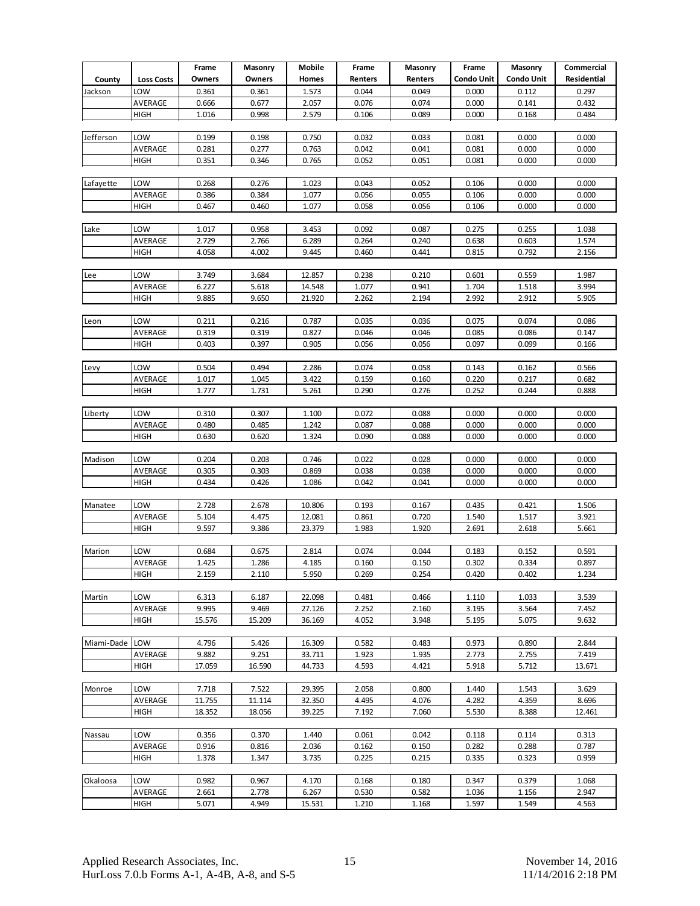| County | Loss Costs | Frame Owners | Masonry Owners | Mobile Homes | Frame Renters | Masonry Renters | Frame Condo Unit | Masonry Condo Unit | Commercial Residential |
|---|---|---|---|---|---|---|---|---|---|
| Jackson | LOW | 0.361 | 0.361 | 1.573 | 0.044 | 0.049 | 0.000 | 0.112 | 0.297 |
| | AVERAGE | 0.666 | 0.677 | 2.057 | 0.076 | 0.074 | 0.000 | 0.141 | 0.432 |
| | HIGH | 1.016 | 0.998 | 2.579 | 0.106 | 0.089 | 0.000 | 0.168 | 0.484 |
| Jefferson | LOW | 0.199 | 0.198 | 0.750 | 0.032 | 0.033 | 0.081 | 0.000 | 0.000 |
| | AVERAGE | 0.281 | 0.277 | 0.763 | 0.042 | 0.041 | 0.081 | 0.000 | 0.000 |
| | HIGH | 0.351 | 0.346 | 0.765 | 0.052 | 0.051 | 0.081 | 0.000 | 0.000 |
| Lafayette | LOW | 0.268 | 0.276 | 1.023 | 0.043 | 0.052 | 0.106 | 0.000 | 0.000 |
| | AVERAGE | 0.386 | 0.384 | 1.077 | 0.056 | 0.055 | 0.106 | 0.000 | 0.000 |
| | HIGH | 0.467 | 0.460 | 1.077 | 0.058 | 0.056 | 0.106 | 0.000 | 0.000 |
| Lake | LOW | 1.017 | 0.958 | 3.453 | 0.092 | 0.087 | 0.275 | 0.255 | 1.038 |
| | AVERAGE | 2.729 | 2.766 | 6.289 | 0.264 | 0.240 | 0.638 | 0.603 | 1.574 |
| | HIGH | 4.058 | 4.002 | 9.445 | 0.460 | 0.441 | 0.815 | 0.792 | 2.156 |
| Lee | LOW | 3.749 | 3.684 | 12.857 | 0.238 | 0.210 | 0.601 | 0.559 | 1.987 |
| | AVERAGE | 6.227 | 5.618 | 14.548 | 1.077 | 0.941 | 1.704 | 1.518 | 3.994 |
| | HIGH | 9.885 | 9.650 | 21.920 | 2.262 | 2.194 | 2.992 | 2.912 | 5.905 |
| Leon | LOW | 0.211 | 0.216 | 0.787 | 0.035 | 0.036 | 0.075 | 0.074 | 0.086 |
| | AVERAGE | 0.319 | 0.319 | 0.827 | 0.046 | 0.046 | 0.085 | 0.086 | 0.147 |
| | HIGH | 0.403 | 0.397 | 0.905 | 0.056 | 0.056 | 0.097 | 0.099 | 0.166 |
| Levy | LOW | 0.504 | 0.494 | 2.286 | 0.074 | 0.058 | 0.143 | 0.162 | 0.566 |
| | AVERAGE | 1.017 | 1.045 | 3.422 | 0.159 | 0.160 | 0.220 | 0.217 | 0.682 |
| | HIGH | 1.777 | 1.731 | 5.261 | 0.290 | 0.276 | 0.252 | 0.244 | 0.888 |
| Liberty | LOW | 0.310 | 0.307 | 1.100 | 0.072 | 0.088 | 0.000 | 0.000 | 0.000 |
| | AVERAGE | 0.480 | 0.485 | 1.242 | 0.087 | 0.088 | 0.000 | 0.000 | 0.000 |
| | HIGH | 0.630 | 0.620 | 1.324 | 0.090 | 0.088 | 0.000 | 0.000 | 0.000 |
| Madison | LOW | 0.204 | 0.203 | 0.746 | 0.022 | 0.028 | 0.000 | 0.000 | 0.000 |
| | AVERAGE | 0.305 | 0.303 | 0.869 | 0.038 | 0.038 | 0.000 | 0.000 | 0.000 |
| | HIGH | 0.434 | 0.426 | 1.086 | 0.042 | 0.041 | 0.000 | 0.000 | 0.000 |
| Manatee | LOW | 2.728 | 2.678 | 10.806 | 0.193 | 0.167 | 0.435 | 0.421 | 1.506 |
| | AVERAGE | 5.104 | 4.475 | 12.081 | 0.861 | 0.720 | 1.540 | 1.517 | 3.921 |
| | HIGH | 9.597 | 9.386 | 23.379 | 1.983 | 1.920 | 2.691 | 2.618 | 5.661 |
| Marion | LOW | 0.684 | 0.675 | 2.814 | 0.074 | 0.044 | 0.183 | 0.152 | 0.591 |
| | AVERAGE | 1.425 | 1.286 | 4.185 | 0.160 | 0.150 | 0.302 | 0.334 | 0.897 |
| | HIGH | 2.159 | 2.110 | 5.950 | 0.269 | 0.254 | 0.420 | 0.402 | 1.234 |
| Martin | LOW | 6.313 | 6.187 | 22.098 | 0.481 | 0.466 | 1.110 | 1.033 | 3.539 |
| | AVERAGE | 9.995 | 9.469 | 27.126 | 2.252 | 2.160 | 3.195 | 3.564 | 7.452 |
| | HIGH | 15.576 | 15.209 | 36.169 | 4.052 | 3.948 | 5.195 | 5.075 | 9.632 |
| Miami-Dade | LOW | 4.796 | 5.426 | 16.309 | 0.582 | 0.483 | 0.973 | 0.890 | 2.844 |
| | AVERAGE | 9.882 | 9.251 | 33.711 | 1.923 | 1.935 | 2.773 | 2.755 | 7.419 |
| | HIGH | 17.059 | 16.590 | 44.733 | 4.593 | 4.421 | 5.918 | 5.712 | 13.671 |
| Monroe | LOW | 7.718 | 7.522 | 29.395 | 2.058 | 0.800 | 1.440 | 1.543 | 3.629 |
| | AVERAGE | 11.755 | 11.114 | 32.350 | 4.495 | 4.076 | 4.282 | 4.359 | 8.696 |
| | HIGH | 18.352 | 18.056 | 39.225 | 7.192 | 7.060 | 5.530 | 8.388 | 12.461 |
| Nassau | LOW | 0.356 | 0.370 | 1.440 | 0.061 | 0.042 | 0.118 | 0.114 | 0.313 |
| | AVERAGE | 0.916 | 0.816 | 2.036 | 0.162 | 0.150 | 0.282 | 0.288 | 0.787 |
| | HIGH | 1.378 | 1.347 | 3.735 | 0.225 | 0.215 | 0.335 | 0.323 | 0.959 |
| Okaloosa | LOW | 0.982 | 0.967 | 4.170 | 0.168 | 0.180 | 0.347 | 0.379 | 1.068 |
| | AVERAGE | 2.661 | 2.778 | 6.267 | 0.530 | 0.582 | 1.036 | 1.156 | 2.947 |
| | HIGH | 5.071 | 4.949 | 15.531 | 1.210 | 1.168 | 1.597 | 1.549 | 4.563 |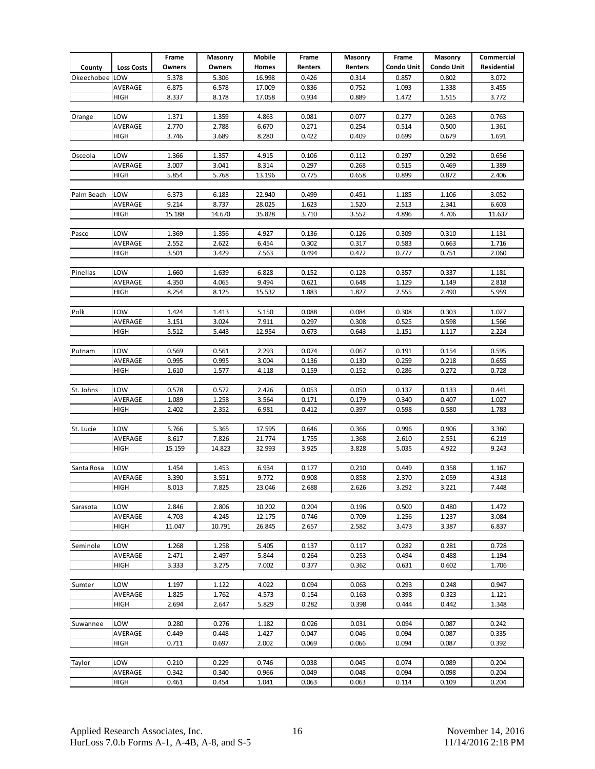| County | Loss Costs | Frame Owners | Masonry Owners | Mobile Homes | Frame Renters | Masonry Renters | Frame Condo Unit | Masonry Condo Unit | Commercial Residential |
|---|---|---|---|---|---|---|---|---|---|
| Okeechobee | LOW | 5.378 | 5.306 | 16.998 | 0.426 | 0.314 | 0.857 | 0.802 | 3.072 |
| | AVERAGE | 6.875 | 6.578 | 17.009 | 0.836 | 0.752 | 1.093 | 1.338 | 3.455 |
| | HIGH | 8.337 | 8.178 | 17.058 | 0.934 | 0.889 | 1.472 | 1.515 | 3.772 |
| Orange | LOW | 1.371 | 1.359 | 4.863 | 0.081 | 0.077 | 0.277 | 0.263 | 0.763 |
| | AVERAGE | 2.770 | 2.788 | 6.670 | 0.271 | 0.254 | 0.514 | 0.500 | 1.361 |
| | HIGH | 3.746 | 3.689 | 8.280 | 0.422 | 0.409 | 0.699 | 0.679 | 1.691 |
| Osceola | LOW | 1.366 | 1.357 | 4.915 | 0.106 | 0.112 | 0.297 | 0.292 | 0.656 |
| | AVERAGE | 3.007 | 3.041 | 8.314 | 0.297 | 0.268 | 0.515 | 0.469 | 1.389 |
| | HIGH | 5.854 | 5.768 | 13.196 | 0.775 | 0.658 | 0.899 | 0.872 | 2.406 |
| Palm Beach | LOW | 6.373 | 6.183 | 22.940 | 0.499 | 0.451 | 1.185 | 1.106 | 3.052 |
| | AVERAGE | 9.214 | 8.737 | 28.025 | 1.623 | 1.520 | 2.513 | 2.341 | 6.603 |
| | HIGH | 15.188 | 14.670 | 35.828 | 3.710 | 3.552 | 4.896 | 4.706 | 11.637 |
| Pasco | LOW | 1.369 | 1.356 | 4.927 | 0.136 | 0.126 | 0.309 | 0.310 | 1.131 |
| | AVERAGE | 2.552 | 2.622 | 6.454 | 0.302 | 0.317 | 0.583 | 0.663 | 1.716 |
| | HIGH | 3.501 | 3.429 | 7.563 | 0.494 | 0.472 | 0.777 | 0.751 | 2.060 |
| Pinellas | LOW | 1.660 | 1.639 | 6.828 | 0.152 | 0.128 | 0.357 | 0.337 | 1.181 |
| | AVERAGE | 4.350 | 4.065 | 9.494 | 0.621 | 0.648 | 1.129 | 1.149 | 2.818 |
| | HIGH | 8.254 | 8.125 | 15.532 | 1.883 | 1.827 | 2.555 | 2.490 | 5.959 |
| Polk | LOW | 1.424 | 1.413 | 5.150 | 0.088 | 0.084 | 0.308 | 0.303 | 1.027 |
| | AVERAGE | 3.151 | 3.024 | 7.911 | 0.297 | 0.308 | 0.525 | 0.598 | 1.566 |
| | HIGH | 5.512 | 5.443 | 12.954 | 0.673 | 0.643 | 1.151 | 1.117 | 2.224 |
| Putnam | LOW | 0.569 | 0.561 | 2.293 | 0.074 | 0.067 | 0.191 | 0.154 | 0.595 |
| | AVERAGE | 0.995 | 0.995 | 3.004 | 0.136 | 0.130 | 0.259 | 0.218 | 0.655 |
| | HIGH | 1.610 | 1.577 | 4.118 | 0.159 | 0.152 | 0.286 | 0.272 | 0.728 |
| St. Johns | LOW | 0.578 | 0.572 | 2.426 | 0.053 | 0.050 | 0.137 | 0.133 | 0.441 |
| | AVERAGE | 1.089 | 1.258 | 3.564 | 0.171 | 0.179 | 0.340 | 0.407 | 1.027 |
| | HIGH | 2.402 | 2.352 | 6.981 | 0.412 | 0.397 | 0.598 | 0.580 | 1.783 |
| St. Lucie | LOW | 5.766 | 5.365 | 17.595 | 0.646 | 0.366 | 0.996 | 0.906 | 3.360 |
| | AVERAGE | 8.617 | 7.826 | 21.774 | 1.755 | 1.368 | 2.610 | 2.551 | 6.219 |
| | HIGH | 15.159 | 14.823 | 32.993 | 3.925 | 3.828 | 5.035 | 4.922 | 9.243 |
| Santa Rosa | LOW | 1.454 | 1.453 | 6.934 | 0.177 | 0.210 | 0.449 | 0.358 | 1.167 |
| | AVERAGE | 3.390 | 3.551 | 9.772 | 0.908 | 0.858 | 2.370 | 2.059 | 4.318 |
| | HIGH | 8.013 | 7.825 | 23.046 | 2.688 | 2.626 | 3.292 | 3.221 | 7.448 |
| Sarasota | LOW | 2.846 | 2.806 | 10.202 | 0.204 | 0.196 | 0.500 | 0.480 | 1.472 |
| | AVERAGE | 4.703 | 4.245 | 12.175 | 0.746 | 0.709 | 1.256 | 1.237 | 3.084 |
| | HIGH | 11.047 | 10.791 | 26.845 | 2.657 | 2.582 | 3.473 | 3.387 | 6.837 |
| Seminole | LOW | 1.268 | 1.258 | 5.405 | 0.137 | 0.117 | 0.282 | 0.281 | 0.728 |
| | AVERAGE | 2.471 | 2.497 | 5.844 | 0.264 | 0.253 | 0.494 | 0.488 | 1.194 |
| | HIGH | 3.333 | 3.275 | 7.002 | 0.377 | 0.362 | 0.631 | 0.602 | 1.706 |
| Sumter | LOW | 1.197 | 1.122 | 4.022 | 0.094 | 0.063 | 0.293 | 0.248 | 0.947 |
| | AVERAGE | 1.825 | 1.762 | 4.573 | 0.154 | 0.163 | 0.398 | 0.323 | 1.121 |
| | HIGH | 2.694 | 2.647 | 5.829 | 0.282 | 0.398 | 0.444 | 0.442 | 1.348 |
| Suwannee | LOW | 0.280 | 0.276 | 1.182 | 0.026 | 0.031 | 0.094 | 0.087 | 0.242 |
| | AVERAGE | 0.449 | 0.448 | 1.427 | 0.047 | 0.046 | 0.094 | 0.087 | 0.335 |
| | HIGH | 0.711 | 0.697 | 2.002 | 0.069 | 0.066 | 0.094 | 0.087 | 0.392 |
| Taylor | LOW | 0.210 | 0.229 | 0.746 | 0.038 | 0.045 | 0.074 | 0.089 | 0.204 |
| | AVERAGE | 0.342 | 0.340 | 0.966 | 0.049 | 0.048 | 0.094 | 0.098 | 0.204 |
| | HIGH | 0.461 | 0.454 | 1.041 | 0.063 | 0.063 | 0.114 | 0.109 | 0.204 |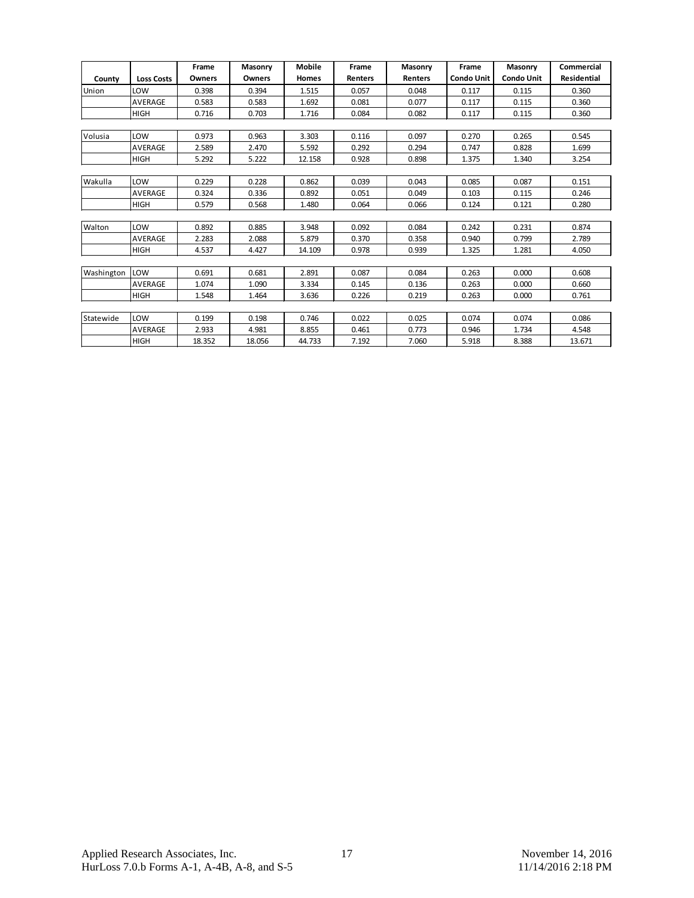| County | Loss Costs | Frame Owners | Masonry Owners | Mobile Homes | Frame Renters | Masonry Renters | Frame Condo Unit | Masonry Condo Unit | Commercial Residential |
|---|---|---|---|---|---|---|---|---|---|
| Union | LOW | 0.398 | 0.394 | 1.515 | 0.057 | 0.048 | 0.117 | 0.115 | 0.360 |
| | AVERAGE | 0.583 | 0.583 | 1.692 | 0.081 | 0.077 | 0.117 | 0.115 | 0.360 |
| | HIGH | 0.716 | 0.703 | 1.716 | 0.084 | 0.082 | 0.117 | 0.115 | 0.360 |
| Volusia | LOW | 0.973 | 0.963 | 3.303 | 0.116 | 0.097 | 0.270 | 0.265 | 0.545 |
| | AVERAGE | 2.589 | 2.470 | 5.592 | 0.292 | 0.294 | 0.747 | 0.828 | 1.699 |
| | HIGH | 5.292 | 5.222 | 12.158 | 0.928 | 0.898 | 1.375 | 1.340 | 3.254 |
| Wakulla | LOW | 0.229 | 0.228 | 0.862 | 0.039 | 0.043 | 0.085 | 0.087 | 0.151 |
| | AVERAGE | 0.324 | 0.336 | 0.892 | 0.051 | 0.049 | 0.103 | 0.115 | 0.246 |
| | HIGH | 0.579 | 0.568 | 1.480 | 0.064 | 0.066 | 0.124 | 0.121 | 0.280 |
| Walton | LOW | 0.892 | 0.885 | 3.948 | 0.092 | 0.084 | 0.242 | 0.231 | 0.874 |
| | AVERAGE | 2.283 | 2.088 | 5.879 | 0.370 | 0.358 | 0.940 | 0.799 | 2.789 |
| | HIGH | 4.537 | 4.427 | 14.109 | 0.978 | 0.939 | 1.325 | 1.281 | 4.050 |
| Washington | LOW | 0.691 | 0.681 | 2.891 | 0.087 | 0.084 | 0.263 | 0.000 | 0.608 |
| | AVERAGE | 1.074 | 1.090 | 3.334 | 0.145 | 0.136 | 0.263 | 0.000 | 0.660 |
| | HIGH | 1.548 | 1.464 | 3.636 | 0.226 | 0.219 | 0.263 | 0.000 | 0.761 |
| Statewide | LOW | 0.199 | 0.198 | 0.746 | 0.022 | 0.025 | 0.074 | 0.074 | 0.086 |
| | AVERAGE | 2.933 | 4.981 | 8.855 | 0.461 | 0.773 | 0.946 | 1.734 | 4.548 |
| | HIGH | 18.352 | 18.056 | 44.733 | 7.192 | 7.060 | 5.918 | 8.388 | 13.671 |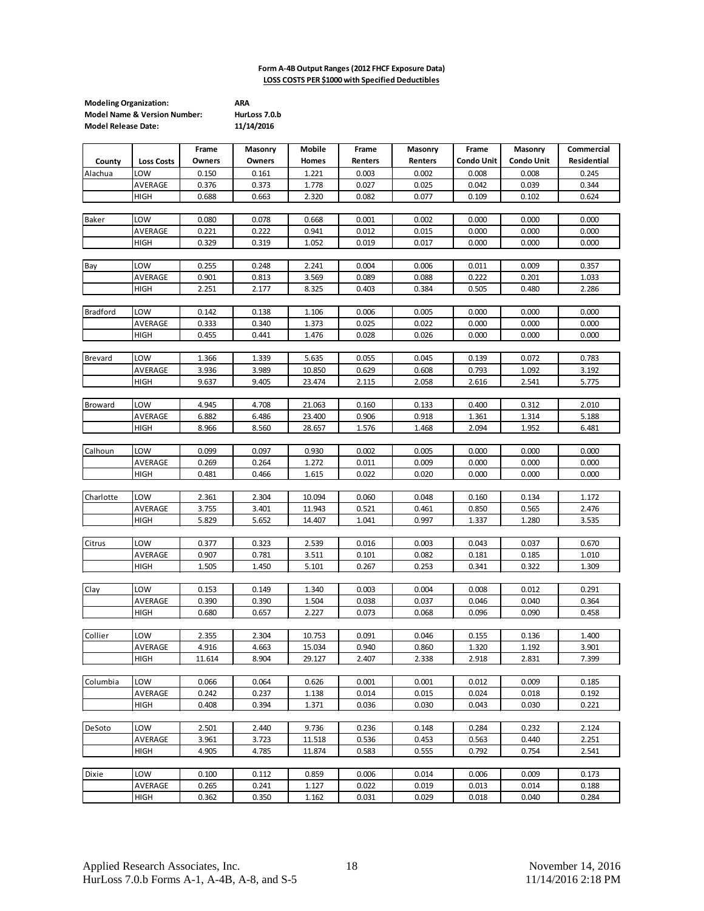**Form A-4B Output Ranges (2012 FHCF Exposure Data)**
**LOSS COSTS PER $1000 with Specified Deductibles**

**Modeling Organization:** ARA
**Model Name & Version Number:** HurLoss 7.0.b
**Model Release Date:** 11/14/2016

| County | Loss Costs | Frame Owners | Masonry Owners | Mobile Homes | Frame Renters | Masonry Renters | Frame Condo Unit | Masonry Condo Unit | Commercial Residential |
|---|---|---|---|---|---|---|---|---|---|
| Alachua | LOW | 0.150 | 0.161 | 1.221 | 0.003 | 0.002 | 0.008 | 0.008 | 0.245 |
| | AVERAGE | 0.376 | 0.373 | 1.778 | 0.027 | 0.025 | 0.042 | 0.039 | 0.344 |
| | HIGH | 0.688 | 0.663 | 2.320 | 0.082 | 0.077 | 0.109 | 0.102 | 0.624 |
| Baker | LOW | 0.080 | 0.078 | 0.668 | 0.001 | 0.002 | 0.000 | 0.000 | 0.000 |
| | AVERAGE | 0.221 | 0.222 | 0.941 | 0.012 | 0.015 | 0.000 | 0.000 | 0.000 |
| | HIGH | 0.329 | 0.319 | 1.052 | 0.019 | 0.017 | 0.000 | 0.000 | 0.000 |
| Bay | LOW | 0.255 | 0.248 | 2.241 | 0.004 | 0.006 | 0.011 | 0.009 | 0.357 |
| | AVERAGE | 0.901 | 0.813 | 3.569 | 0.089 | 0.088 | 0.222 | 0.201 | 1.033 |
| | HIGH | 2.251 | 2.177 | 8.325 | 0.403 | 0.384 | 0.505 | 0.480 | 2.286 |
| Bradford | LOW | 0.142 | 0.138 | 1.106 | 0.006 | 0.005 | 0.000 | 0.000 | 0.000 |
| | AVERAGE | 0.333 | 0.340 | 1.373 | 0.025 | 0.022 | 0.000 | 0.000 | 0.000 |
| | HIGH | 0.455 | 0.441 | 1.476 | 0.028 | 0.026 | 0.000 | 0.000 | 0.000 |
| Brevard | LOW | 1.366 | 1.339 | 5.635 | 0.055 | 0.045 | 0.139 | 0.072 | 0.783 |
| | AVERAGE | 3.936 | 3.989 | 10.850 | 0.629 | 0.608 | 0.793 | 1.092 | 3.192 |
| | HIGH | 9.637 | 9.405 | 23.474 | 2.115 | 2.058 | 2.616 | 2.541 | 5.775 |
| Broward | LOW | 4.945 | 4.708 | 21.063 | 0.160 | 0.133 | 0.400 | 0.312 | 2.010 |
| | AVERAGE | 6.882 | 6.486 | 23.400 | 0.906 | 0.918 | 1.361 | 1.314 | 5.188 |
| | HIGH | 8.966 | 8.560 | 28.657 | 1.576 | 1.468 | 2.094 | 1.952 | 6.481 |
| Calhoun | LOW | 0.099 | 0.097 | 0.930 | 0.002 | 0.005 | 0.000 | 0.000 | 0.000 |
| | AVERAGE | 0.269 | 0.264 | 1.272 | 0.011 | 0.009 | 0.000 | 0.000 | 0.000 |
| | HIGH | 0.481 | 0.466 | 1.615 | 0.022 | 0.020 | 0.000 | 0.000 | 0.000 |
| Charlotte | LOW | 2.361 | 2.304 | 10.094 | 0.060 | 0.048 | 0.160 | 0.134 | 1.172 |
| | AVERAGE | 3.755 | 3.401 | 11.943 | 0.521 | 0.461 | 0.850 | 0.565 | 2.476 |
| | HIGH | 5.829 | 5.652 | 14.407 | 1.041 | 0.997 | 1.337 | 1.280 | 3.535 |
| Citrus | LOW | 0.377 | 0.323 | 2.539 | 0.016 | 0.003 | 0.043 | 0.037 | 0.670 |
| | AVERAGE | 0.907 | 0.781 | 3.511 | 0.101 | 0.082 | 0.181 | 0.185 | 1.010 |
| | HIGH | 1.505 | 1.450 | 5.101 | 0.267 | 0.253 | 0.341 | 0.322 | 1.309 |
| Clay | LOW | 0.153 | 0.149 | 1.340 | 0.003 | 0.004 | 0.008 | 0.012 | 0.291 |
| | AVERAGE | 0.390 | 0.390 | 1.504 | 0.038 | 0.037 | 0.046 | 0.040 | 0.364 |
| | HIGH | 0.680 | 0.657 | 2.227 | 0.073 | 0.068 | 0.096 | 0.090 | 0.458 |
| Collier | LOW | 2.355 | 2.304 | 10.753 | 0.091 | 0.046 | 0.155 | 0.136 | 1.400 |
| | AVERAGE | 4.916 | 4.663 | 15.034 | 0.940 | 0.860 | 1.320 | 1.192 | 3.901 |
| | HIGH | 11.614 | 8.904 | 29.127 | 2.407 | 2.338 | 2.918 | 2.831 | 7.399 |
| Columbia | LOW | 0.066 | 0.064 | 0.626 | 0.001 | 0.001 | 0.012 | 0.009 | 0.185 |
| | AVERAGE | 0.242 | 0.237 | 1.138 | 0.014 | 0.015 | 0.024 | 0.018 | 0.192 |
| | HIGH | 0.408 | 0.394 | 1.371 | 0.036 | 0.030 | 0.043 | 0.030 | 0.221 |
| DeSoto | LOW | 2.501 | 2.440 | 9.736 | 0.236 | 0.148 | 0.284 | 0.232 | 2.124 |
| | AVERAGE | 3.961 | 3.723 | 11.518 | 0.536 | 0.453 | 0.563 | 0.440 | 2.251 |
| | HIGH | 4.905 | 4.785 | 11.874 | 0.583 | 0.555 | 0.792 | 0.754 | 2.541 |
| Dixie | LOW | 0.100 | 0.112 | 0.859 | 0.006 | 0.014 | 0.006 | 0.009 | 0.173 |
| | AVERAGE | 0.265 | 0.241 | 1.127 | 0.022 | 0.019 | 0.013 | 0.014 | 0.188 |
| | HIGH | 0.362 | 0.350 | 1.162 | 0.031 | 0.029 | 0.018 | 0.040 | 0.284 |

Applied Research Associates, Inc.
HurLoss 7.0.b Forms A-1, A-4B, A-8, and S-5
November 14, 2016
11/14/2016 2:18 PM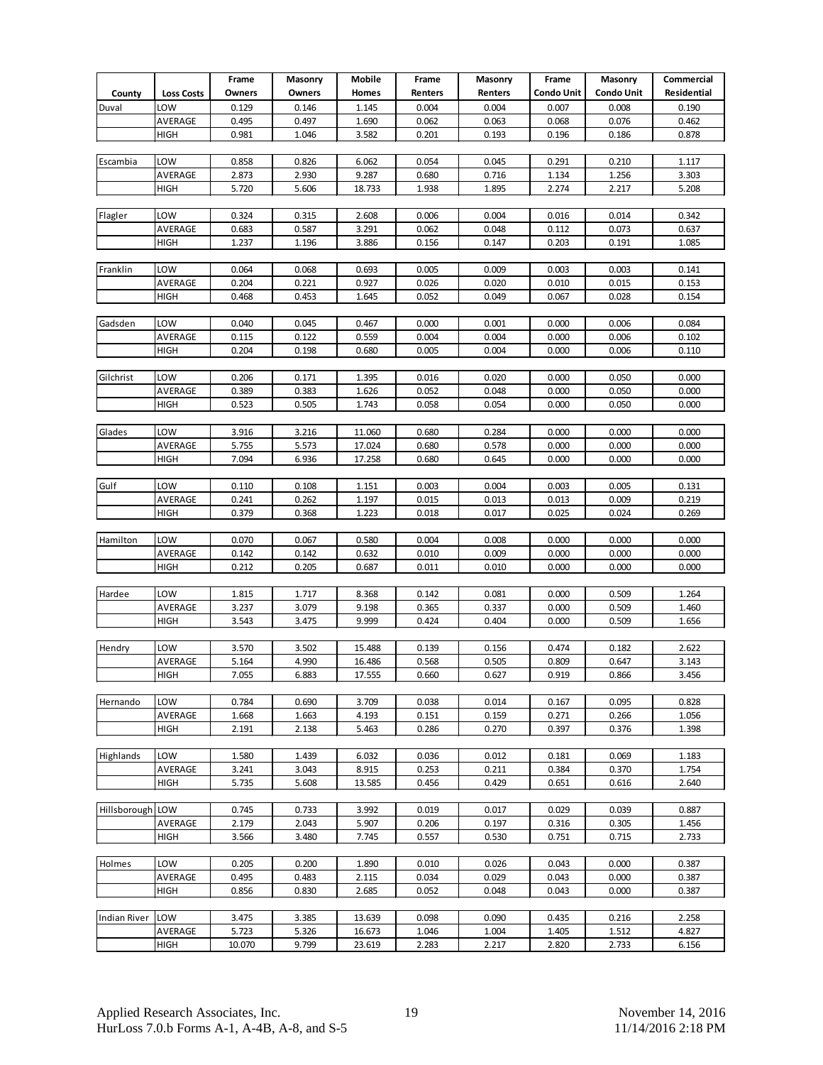| County | Loss Costs | Frame Owners | Masonry Owners | Mobile Homes | Frame Renters | Masonry Renters | Frame Condo Unit | Masonry Condo Unit | Commercial Residential |
|---|---|---|---|---|---|---|---|---|---|
| Duval | LOW | 0.129 | 0.146 | 1.145 | 0.004 | 0.004 | 0.007 | 0.008 | 0.190 |
| | AVERAGE | 0.495 | 0.497 | 1.690 | 0.062 | 0.063 | 0.068 | 0.076 | 0.462 |
| | HIGH | 0.981 | 1.046 | 3.582 | 0.201 | 0.193 | 0.196 | 0.186 | 0.878 |
| Escambia | LOW | 0.858 | 0.826 | 6.062 | 0.054 | 0.045 | 0.291 | 0.210 | 1.117 |
| | AVERAGE | 2.873 | 2.930 | 9.287 | 0.680 | 0.716 | 1.134 | 1.256 | 3.303 |
| | HIGH | 5.720 | 5.606 | 18.733 | 1.938 | 1.895 | 2.274 | 2.217 | 5.208 |
| Flagler | LOW | 0.324 | 0.315 | 2.608 | 0.006 | 0.004 | 0.016 | 0.014 | 0.342 |
| | AVERAGE | 0.683 | 0.587 | 3.291 | 0.062 | 0.048 | 0.112 | 0.073 | 0.637 |
| | HIGH | 1.237 | 1.196 | 3.886 | 0.156 | 0.147 | 0.203 | 0.191 | 1.085 |
| Franklin | LOW | 0.064 | 0.068 | 0.693 | 0.005 | 0.009 | 0.003 | 0.003 | 0.141 |
| | AVERAGE | 0.204 | 0.221 | 0.927 | 0.026 | 0.020 | 0.010 | 0.015 | 0.153 |
| | HIGH | 0.468 | 0.453 | 1.645 | 0.052 | 0.049 | 0.067 | 0.028 | 0.154 |
| Gadsden | LOW | 0.040 | 0.045 | 0.467 | 0.000 | 0.001 | 0.000 | 0.006 | 0.084 |
| | AVERAGE | 0.115 | 0.122 | 0.559 | 0.004 | 0.004 | 0.000 | 0.006 | 0.102 |
| | HIGH | 0.204 | 0.198 | 0.680 | 0.005 | 0.004 | 0.000 | 0.006 | 0.110 |
| Gilchrist | LOW | 0.206 | 0.171 | 1.395 | 0.016 | 0.020 | 0.000 | 0.050 | 0.000 |
| | AVERAGE | 0.389 | 0.383 | 1.626 | 0.052 | 0.048 | 0.000 | 0.050 | 0.000 |
| | HIGH | 0.523 | 0.505 | 1.743 | 0.058 | 0.054 | 0.000 | 0.050 | 0.000 |
| Glades | LOW | 3.916 | 3.216 | 11.060 | 0.680 | 0.284 | 0.000 | 0.000 | 0.000 |
| | AVERAGE | 5.755 | 5.573 | 17.024 | 0.680 | 0.578 | 0.000 | 0.000 | 0.000 |
| | HIGH | 7.094 | 6.936 | 17.258 | 0.680 | 0.645 | 0.000 | 0.000 | 0.000 |
| Gulf | LOW | 0.110 | 0.108 | 1.151 | 0.003 | 0.004 | 0.003 | 0.005 | 0.131 |
| | AVERAGE | 0.241 | 0.262 | 1.197 | 0.015 | 0.013 | 0.013 | 0.009 | 0.219 |
| | HIGH | 0.379 | 0.368 | 1.223 | 0.018 | 0.017 | 0.025 | 0.024 | 0.269 |
| Hamilton | LOW | 0.070 | 0.067 | 0.580 | 0.004 | 0.008 | 0.000 | 0.000 | 0.000 |
| | AVERAGE | 0.142 | 0.142 | 0.632 | 0.010 | 0.009 | 0.000 | 0.000 | 0.000 |
| | HIGH | 0.212 | 0.205 | 0.687 | 0.011 | 0.010 | 0.000 | 0.000 | 0.000 |
| Hardee | LOW | 1.815 | 1.717 | 8.368 | 0.142 | 0.081 | 0.000 | 0.509 | 1.264 |
| | AVERAGE | 3.237 | 3.079 | 9.198 | 0.365 | 0.337 | 0.000 | 0.509 | 1.460 |
| | HIGH | 3.543 | 3.475 | 9.999 | 0.424 | 0.404 | 0.000 | 0.509 | 1.656 |
| Hendry | LOW | 3.570 | 3.502 | 15.488 | 0.139 | 0.156 | 0.474 | 0.182 | 2.622 |
| | AVERAGE | 5.164 | 4.990 | 16.486 | 0.568 | 0.505 | 0.809 | 0.647 | 3.143 |
| | HIGH | 7.055 | 6.883 | 17.555 | 0.660 | 0.627 | 0.919 | 0.866 | 3.456 |
| Hernando | LOW | 0.784 | 0.690 | 3.709 | 0.038 | 0.014 | 0.167 | 0.095 | 0.828 |
| | AVERAGE | 1.668 | 1.663 | 4.193 | 0.151 | 0.159 | 0.271 | 0.266 | 1.056 |
| | HIGH | 2.191 | 2.138 | 5.463 | 0.286 | 0.270 | 0.397 | 0.376 | 1.398 |
| Highlands | LOW | 1.580 | 1.439 | 6.032 | 0.036 | 0.012 | 0.181 | 0.069 | 1.183 |
| | AVERAGE | 3.241 | 3.043 | 8.915 | 0.253 | 0.211 | 0.384 | 0.370 | 1.754 |
| | HIGH | 5.735 | 5.608 | 13.585 | 0.456 | 0.429 | 0.651 | 0.616 | 2.640 |
| Hillsborough | LOW | 0.745 | 0.733 | 3.992 | 0.019 | 0.017 | 0.029 | 0.039 | 0.887 |
| | AVERAGE | 2.179 | 2.043 | 5.907 | 0.206 | 0.197 | 0.316 | 0.305 | 1.456 |
| | HIGH | 3.566 | 3.480 | 7.745 | 0.557 | 0.530 | 0.751 | 0.715 | 2.733 |
| Holmes | LOW | 0.205 | 0.200 | 1.890 | 0.010 | 0.026 | 0.043 | 0.000 | 0.387 |
| | AVERAGE | 0.495 | 0.483 | 2.115 | 0.034 | 0.029 | 0.043 | 0.000 | 0.387 |
| | HIGH | 0.856 | 0.830 | 2.685 | 0.052 | 0.048 | 0.043 | 0.000 | 0.387 |
| Indian River | LOW | 3.475 | 3.385 | 13.639 | 0.098 | 0.090 | 0.435 | 0.216 | 2.258 |
| | AVERAGE | 5.723 | 5.326 | 16.673 | 1.046 | 1.004 | 1.405 | 1.512 | 4.827 |
| | HIGH | 10.070 | 9.799 | 23.619 | 2.283 | 2.217 | 2.820 | 2.733 | 6.156 |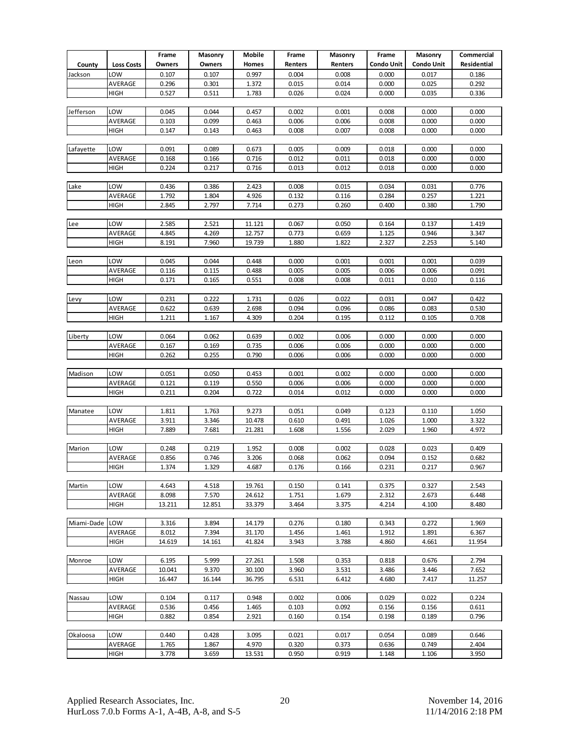| County | Loss Costs | Frame Owners | Masonry Owners | Mobile Homes | Frame Renters | Masonry Renters | Frame Condo Unit | Masonry Condo Unit | Commercial Residential |
|---|---|---|---|---|---|---|---|---|---|
| Jackson | LOW | 0.107 | 0.107 | 0.997 | 0.004 | 0.008 | 0.000 | 0.017 | 0.186 |
| | AVERAGE | 0.296 | 0.301 | 1.372 | 0.015 | 0.014 | 0.000 | 0.025 | 0.292 |
| | HIGH | 0.527 | 0.511 | 1.783 | 0.026 | 0.024 | 0.000 | 0.035 | 0.336 |
| Jefferson | LOW | 0.045 | 0.044 | 0.457 | 0.002 | 0.001 | 0.008 | 0.000 | 0.000 |
| | AVERAGE | 0.103 | 0.099 | 0.463 | 0.006 | 0.006 | 0.008 | 0.000 | 0.000 |
| | HIGH | 0.147 | 0.143 | 0.463 | 0.008 | 0.007 | 0.008 | 0.000 | 0.000 |
| Lafayette | LOW | 0.091 | 0.089 | 0.673 | 0.005 | 0.009 | 0.018 | 0.000 | 0.000 |
| | AVERAGE | 0.168 | 0.166 | 0.716 | 0.012 | 0.011 | 0.018 | 0.000 | 0.000 |
| | HIGH | 0.224 | 0.217 | 0.716 | 0.013 | 0.012 | 0.018 | 0.000 | 0.000 |
| Lake | LOW | 0.436 | 0.386 | 2.423 | 0.008 | 0.015 | 0.034 | 0.031 | 0.776 |
| | AVERAGE | 1.792 | 1.804 | 4.926 | 0.132 | 0.116 | 0.284 | 0.257 | 1.221 |
| | HIGH | 2.845 | 2.797 | 7.714 | 0.273 | 0.260 | 0.400 | 0.380 | 1.790 |
| Lee | LOW | 2.585 | 2.521 | 11.121 | 0.067 | 0.050 | 0.164 | 0.137 | 1.419 |
| | AVERAGE | 4.845 | 4.269 | 12.757 | 0.773 | 0.659 | 1.125 | 0.946 | 3.347 |
| | HIGH | 8.191 | 7.960 | 19.739 | 1.880 | 1.822 | 2.327 | 2.253 | 5.140 |
| Leon | LOW | 0.045 | 0.044 | 0.448 | 0.000 | 0.001 | 0.001 | 0.001 | 0.039 |
| | AVERAGE | 0.116 | 0.115 | 0.488 | 0.005 | 0.005 | 0.006 | 0.006 | 0.091 |
| | HIGH | 0.171 | 0.165 | 0.551 | 0.008 | 0.008 | 0.011 | 0.010 | 0.116 |
| Levy | LOW | 0.231 | 0.222 | 1.731 | 0.026 | 0.022 | 0.031 | 0.047 | 0.422 |
| | AVERAGE | 0.622 | 0.639 | 2.698 | 0.094 | 0.096 | 0.086 | 0.083 | 0.530 |
| | HIGH | 1.211 | 1.167 | 4.309 | 0.204 | 0.195 | 0.112 | 0.105 | 0.708 |
| Liberty | LOW | 0.064 | 0.062 | 0.639 | 0.002 | 0.006 | 0.000 | 0.000 | 0.000 |
| | AVERAGE | 0.167 | 0.169 | 0.735 | 0.006 | 0.006 | 0.000 | 0.000 | 0.000 |
| | HIGH | 0.262 | 0.255 | 0.790 | 0.006 | 0.006 | 0.000 | 0.000 | 0.000 |
| Madison | LOW | 0.051 | 0.050 | 0.453 | 0.001 | 0.002 | 0.000 | 0.000 | 0.000 |
| | AVERAGE | 0.121 | 0.119 | 0.550 | 0.006 | 0.006 | 0.000 | 0.000 | 0.000 |
| | HIGH | 0.211 | 0.204 | 0.722 | 0.014 | 0.012 | 0.000 | 0.000 | 0.000 |
| Manatee | LOW | 1.811 | 1.763 | 9.273 | 0.051 | 0.049 | 0.123 | 0.110 | 1.050 |
| | AVERAGE | 3.911 | 3.346 | 10.478 | 0.610 | 0.491 | 1.026 | 1.000 | 3.322 |
| | HIGH | 7.889 | 7.681 | 21.281 | 1.608 | 1.556 | 2.029 | 1.960 | 4.972 |
| Marion | LOW | 0.248 | 0.219 | 1.952 | 0.008 | 0.002 | 0.028 | 0.023 | 0.409 |
| | AVERAGE | 0.856 | 0.746 | 3.206 | 0.068 | 0.062 | 0.094 | 0.152 | 0.682 |
| | HIGH | 1.374 | 1.329 | 4.687 | 0.176 | 0.166 | 0.231 | 0.217 | 0.967 |
| Martin | LOW | 4.643 | 4.518 | 19.761 | 0.150 | 0.141 | 0.375 | 0.327 | 2.543 |
| | AVERAGE | 8.098 | 7.570 | 24.612 | 1.751 | 1.679 | 2.312 | 2.673 | 6.448 |
| | HIGH | 13.211 | 12.851 | 33.379 | 3.464 | 3.375 | 4.214 | 4.100 | 8.480 |
| Miami-Dade | LOW | 3.316 | 3.894 | 14.179 | 0.276 | 0.180 | 0.343 | 0.272 | 1.969 |
| | AVERAGE | 8.012 | 7.394 | 31.170 | 1.456 | 1.461 | 1.912 | 1.891 | 6.367 |
| | HIGH | 14.619 | 14.161 | 41.824 | 3.943 | 3.788 | 4.860 | 4.661 | 11.954 |
| Monroe | LOW | 6.195 | 5.999 | 27.261 | 1.508 | 0.353 | 0.818 | 0.676 | 2.794 |
| | AVERAGE | 10.041 | 9.370 | 30.100 | 3.960 | 3.531 | 3.486 | 3.446 | 7.652 |
| | HIGH | 16.447 | 16.144 | 36.795 | 6.531 | 6.412 | 4.680 | 7.417 | 11.257 |
| Nassau | LOW | 0.104 | 0.117 | 0.948 | 0.002 | 0.006 | 0.029 | 0.022 | 0.224 |
| | AVERAGE | 0.536 | 0.456 | 1.465 | 0.103 | 0.092 | 0.156 | 0.156 | 0.611 |
| | HIGH | 0.882 | 0.854 | 2.921 | 0.160 | 0.154 | 0.198 | 0.189 | 0.796 |
| Okaloosa | LOW | 0.440 | 0.428 | 3.095 | 0.021 | 0.017 | 0.054 | 0.089 | 0.646 |
| | AVERAGE | 1.765 | 1.867 | 4.970 | 0.320 | 0.373 | 0.636 | 0.749 | 2.404 |
| | HIGH | 3.778 | 3.659 | 13.531 | 0.950 | 0.919 | 1.148 | 1.106 | 3.950 |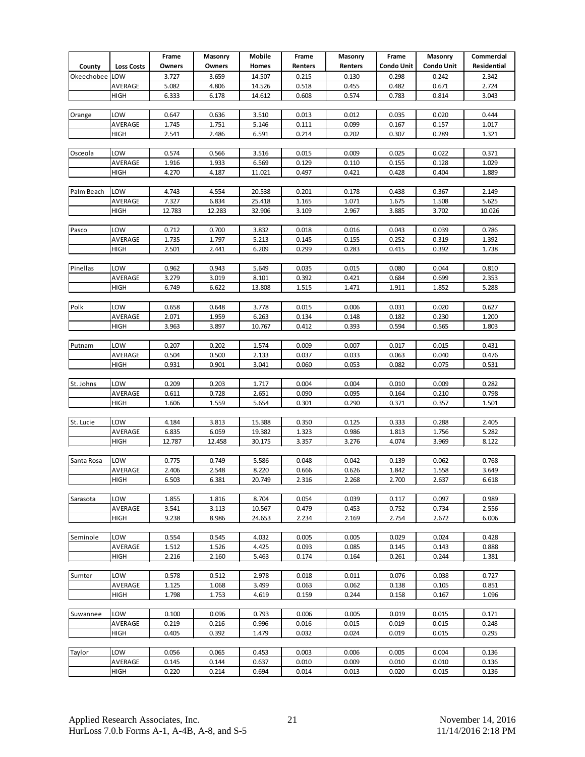| County | Loss Costs | Frame Owners | Masonry Owners | Mobile Homes | Frame Renters | Masonry Renters | Frame Condo Unit | Masonry Condo Unit | Commercial Residential |
|---|---|---|---|---|---|---|---|---|---|
| Okeechobee | LOW | 3.727 | 3.659 | 14.507 | 0.215 | 0.130 | 0.298 | 0.242 | 2.342 |
| | AVERAGE | 5.082 | 4.806 | 14.526 | 0.518 | 0.455 | 0.482 | 0.671 | 2.724 |
| | HIGH | 6.333 | 6.178 | 14.612 | 0.608 | 0.574 | 0.783 | 0.814 | 3.043 |
| Orange | LOW | 0.647 | 0.636 | 3.510 | 0.013 | 0.012 | 0.035 | 0.020 | 0.444 |
| | AVERAGE | 1.745 | 1.751 | 5.146 | 0.111 | 0.099 | 0.167 | 0.157 | 1.017 |
| | HIGH | 2.541 | 2.486 | 6.591 | 0.214 | 0.202 | 0.307 | 0.289 | 1.321 |
| Osceola | LOW | 0.574 | 0.566 | 3.516 | 0.015 | 0.009 | 0.025 | 0.022 | 0.371 |
| | AVERAGE | 1.916 | 1.933 | 6.569 | 0.129 | 0.110 | 0.155 | 0.128 | 1.029 |
| | HIGH | 4.270 | 4.187 | 11.021 | 0.497 | 0.421 | 0.428 | 0.404 | 1.889 |
| Palm Beach | LOW | 4.743 | 4.554 | 20.538 | 0.201 | 0.178 | 0.438 | 0.367 | 2.149 |
| | AVERAGE | 7.327 | 6.834 | 25.418 | 1.165 | 1.071 | 1.675 | 1.508 | 5.625 |
| | HIGH | 12.783 | 12.283 | 32.906 | 3.109 | 2.967 | 3.885 | 3.702 | 10.026 |
| Pasco | LOW | 0.712 | 0.700 | 3.832 | 0.018 | 0.016 | 0.043 | 0.039 | 0.786 |
| | AVERAGE | 1.735 | 1.797 | 5.213 | 0.145 | 0.155 | 0.252 | 0.319 | 1.392 |
| | HIGH | 2.501 | 2.441 | 6.209 | 0.299 | 0.283 | 0.415 | 0.392 | 1.738 |
| Pinellas | LOW | 0.962 | 0.943 | 5.649 | 0.035 | 0.015 | 0.080 | 0.044 | 0.810 |
| | AVERAGE | 3.279 | 3.019 | 8.101 | 0.392 | 0.421 | 0.684 | 0.699 | 2.353 |
| | HIGH | 6.749 | 6.622 | 13.808 | 1.515 | 1.471 | 1.911 | 1.852 | 5.288 |
| Polk | LOW | 0.658 | 0.648 | 3.778 | 0.015 | 0.006 | 0.031 | 0.020 | 0.627 |
| | AVERAGE | 2.071 | 1.959 | 6.263 | 0.134 | 0.148 | 0.182 | 0.230 | 1.200 |
| | HIGH | 3.963 | 3.897 | 10.767 | 0.412 | 0.393 | 0.594 | 0.565 | 1.803 |
| Putnam | LOW | 0.207 | 0.202 | 1.574 | 0.009 | 0.007 | 0.017 | 0.015 | 0.431 |
| | AVERAGE | 0.504 | 0.500 | 2.133 | 0.037 | 0.033 | 0.063 | 0.040 | 0.476 |
| | HIGH | 0.931 | 0.901 | 3.041 | 0.060 | 0.053 | 0.082 | 0.075 | 0.531 |
| St. Johns | LOW | 0.209 | 0.203 | 1.717 | 0.004 | 0.004 | 0.010 | 0.009 | 0.282 |
| | AVERAGE | 0.611 | 0.728 | 2.651 | 0.090 | 0.095 | 0.164 | 0.210 | 0.798 |
| | HIGH | 1.606 | 1.559 | 5.654 | 0.301 | 0.290 | 0.371 | 0.357 | 1.501 |
| St. Lucie | LOW | 4.184 | 3.813 | 15.388 | 0.350 | 0.125 | 0.333 | 0.288 | 2.405 |
| | AVERAGE | 6.835 | 6.059 | 19.382 | 1.323 | 0.986 | 1.813 | 1.756 | 5.282 |
| | HIGH | 12.787 | 12.458 | 30.175 | 3.357 | 3.276 | 4.074 | 3.969 | 8.122 |
| Santa Rosa | LOW | 0.775 | 0.749 | 5.586 | 0.048 | 0.042 | 0.139 | 0.062 | 0.768 |
| | AVERAGE | 2.406 | 2.548 | 8.220 | 0.666 | 0.626 | 1.842 | 1.558 | 3.649 |
| | HIGH | 6.503 | 6.381 | 20.749 | 2.316 | 2.268 | 2.700 | 2.637 | 6.618 |
| Sarasota | LOW | 1.855 | 1.816 | 8.704 | 0.054 | 0.039 | 0.117 | 0.097 | 0.989 |
| | AVERAGE | 3.541 | 3.113 | 10.567 | 0.479 | 0.453 | 0.752 | 0.734 | 2.556 |
| | HIGH | 9.238 | 8.986 | 24.653 | 2.234 | 2.169 | 2.754 | 2.672 | 6.006 |
| Seminole | LOW | 0.554 | 0.545 | 4.032 | 0.005 | 0.005 | 0.029 | 0.024 | 0.428 |
| | AVERAGE | 1.512 | 1.526 | 4.425 | 0.093 | 0.085 | 0.145 | 0.143 | 0.888 |
| | HIGH | 2.216 | 2.160 | 5.463 | 0.174 | 0.164 | 0.261 | 0.244 | 1.381 |
| Sumter | LOW | 0.578 | 0.512 | 2.978 | 0.018 | 0.011 | 0.076 | 0.038 | 0.727 |
| | AVERAGE | 1.125 | 1.068 | 3.499 | 0.063 | 0.062 | 0.138 | 0.105 | 0.851 |
| | HIGH | 1.798 | 1.753 | 4.619 | 0.159 | 0.244 | 0.158 | 0.167 | 1.096 |
| Suwannee | LOW | 0.100 | 0.096 | 0.793 | 0.006 | 0.005 | 0.019 | 0.015 | 0.171 |
| | AVERAGE | 0.219 | 0.216 | 0.996 | 0.016 | 0.015 | 0.019 | 0.015 | 0.248 |
| | HIGH | 0.405 | 0.392 | 1.479 | 0.032 | 0.024 | 0.019 | 0.015 | 0.295 |
| Taylor | LOW | 0.056 | 0.065 | 0.453 | 0.003 | 0.006 | 0.005 | 0.004 | 0.136 |
| | AVERAGE | 0.145 | 0.144 | 0.637 | 0.010 | 0.009 | 0.010 | 0.010 | 0.136 |
| | HIGH | 0.220 | 0.214 | 0.694 | 0.014 | 0.013 | 0.020 | 0.015 | 0.136 |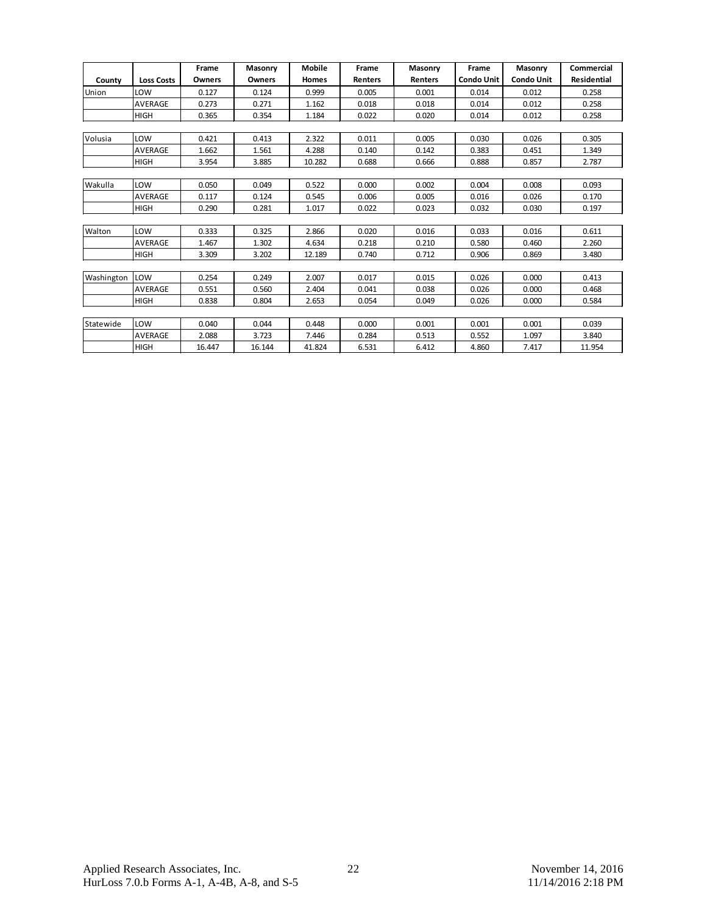| County | Loss Costs | Frame Owners | Masonry Owners | Mobile Homes | Frame Renters | Masonry Renters | Frame Condo Unit | Masonry Condo Unit | Commercial Residential |
|---|---|---|---|---|---|---|---|---|---|
| Union | LOW | 0.127 | 0.124 | 0.999 | 0.005 | 0.001 | 0.014 | 0.012 | 0.258 |
| | AVERAGE | 0.273 | 0.271 | 1.162 | 0.018 | 0.018 | 0.014 | 0.012 | 0.258 |
| | HIGH | 0.365 | 0.354 | 1.184 | 0.022 | 0.020 | 0.014 | 0.012 | 0.258 |
| Volusia | LOW | 0.421 | 0.413 | 2.322 | 0.011 | 0.005 | 0.030 | 0.026 | 0.305 |
| | AVERAGE | 1.662 | 1.561 | 4.288 | 0.140 | 0.142 | 0.383 | 0.451 | 1.349 |
| | HIGH | 3.954 | 3.885 | 10.282 | 0.688 | 0.666 | 0.888 | 0.857 | 2.787 |
| Wakulla | LOW | 0.050 | 0.049 | 0.522 | 0.000 | 0.002 | 0.004 | 0.008 | 0.093 |
| | AVERAGE | 0.117 | 0.124 | 0.545 | 0.006 | 0.005 | 0.016 | 0.026 | 0.170 |
| | HIGH | 0.290 | 0.281 | 1.017 | 0.022 | 0.023 | 0.032 | 0.030 | 0.197 |
| Walton | LOW | 0.333 | 0.325 | 2.866 | 0.020 | 0.016 | 0.033 | 0.016 | 0.611 |
| | AVERAGE | 1.467 | 1.302 | 4.634 | 0.218 | 0.210 | 0.580 | 0.460 | 2.260 |
| | HIGH | 3.309 | 3.202 | 12.189 | 0.740 | 0.712 | 0.906 | 0.869 | 3.480 |
| Washington | LOW | 0.254 | 0.249 | 2.007 | 0.017 | 0.015 | 0.026 | 0.000 | 0.413 |
| | AVERAGE | 0.551 | 0.560 | 2.404 | 0.041 | 0.038 | 0.026 | 0.000 | 0.468 |
| | HIGH | 0.838 | 0.804 | 2.653 | 0.054 | 0.049 | 0.026 | 0.000 | 0.584 |
| Statewide | LOW | 0.040 | 0.044 | 0.448 | 0.000 | 0.001 | 0.001 | 0.001 | 0.039 |
| | AVERAGE | 2.088 | 3.723 | 7.446 | 0.284 | 0.513 | 0.552 | 1.097 | 3.840 |
| | HIGH | 16.447 | 16.144 | 41.824 | 6.531 | 6.412 | 4.860 | 7.417 | 11.954 |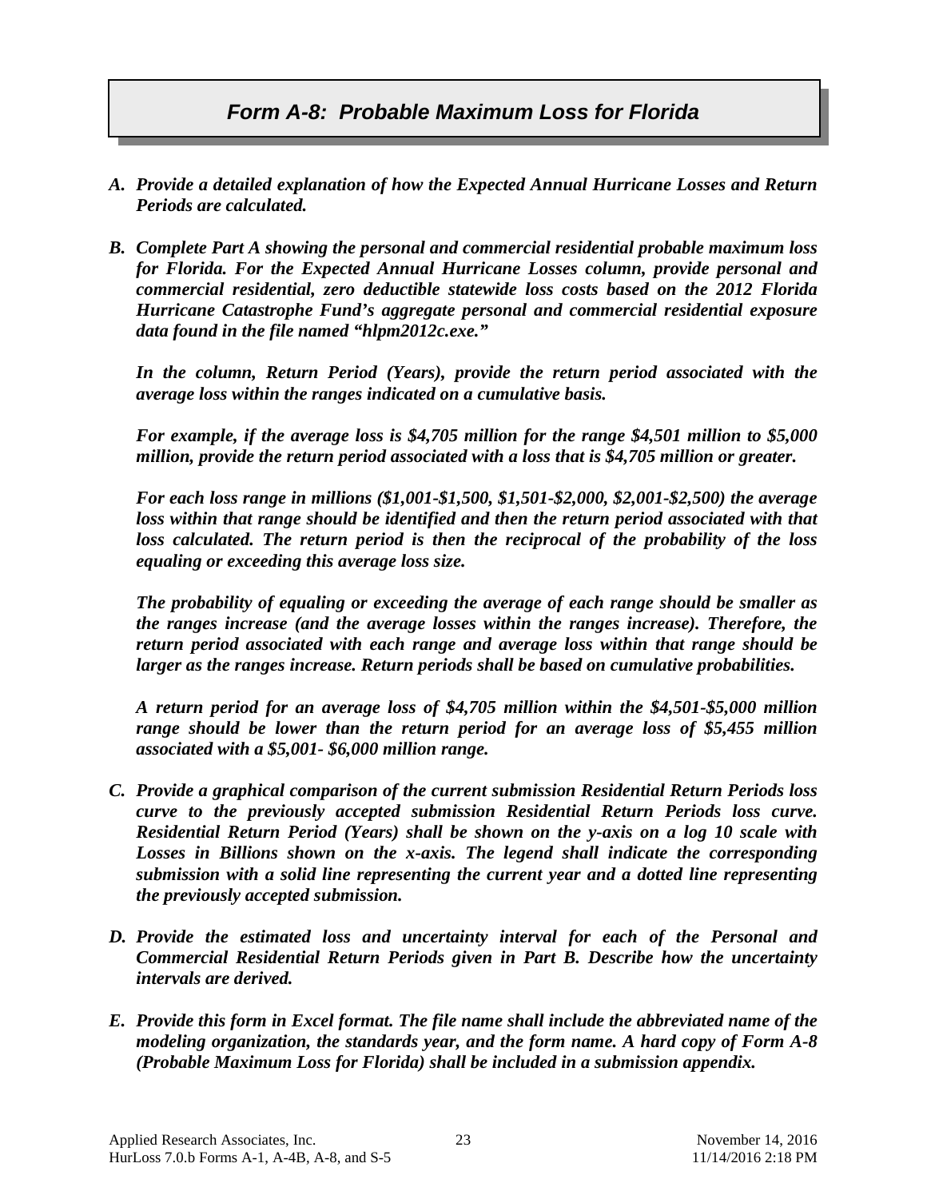# *Form A-8: Probable Maximum Loss for Florida*

***A. Provide a detailed explanation of how the Expected Annual Hurricane Losses and Return Periods are calculated.***

***B. Complete Part A showing the personal and commercial residential probable maximum loss for Florida. For the Expected Annual Hurricane Losses column, provide personal and commercial residential, zero deductible statewide loss costs based on the 2012 Florida Hurricane Catastrophe Fund's aggregate personal and commercial residential exposure data found in the file named "hlpm2012c.exe."***

***In the column, Return Period (Years), provide the return period associated with the average loss within the ranges indicated on a cumulative basis.***

***For example, if the average loss is $4,705 million for the range $4,501 million to $5,000 million, provide the return period associated with a loss that is $4,705 million or greater.***

***For each loss range in millions ($1,001-$1,500, $1,501-$2,000, $2,001-$2,500) the average loss within that range should be identified and then the return period associated with that loss calculated. The return period is then the reciprocal of the probability of the loss equaling or exceeding this average loss size.***

***The probability of equaling or exceeding the average of each range should be smaller as the ranges increase (and the average losses within the ranges increase). Therefore, the return period associated with each range and average loss within that range should be larger as the ranges increase. Return periods shall be based on cumulative probabilities.***

***A return period for an average loss of $4,705 million within the $4,501-$5,000 million range should be lower than the return period for an average loss of $5,455 million associated with a $5,001- $6,000 million range.***

***C. Provide a graphical comparison of the current submission Residential Return Periods loss curve to the previously accepted submission Residential Return Periods loss curve. Residential Return Period (Years) shall be shown on the y-axis on a log 10 scale with Losses in Billions shown on the x-axis. The legend shall indicate the corresponding submission with a solid line representing the current year and a dotted line representing the previously accepted submission.***

***D. Provide the estimated loss and uncertainty interval for each of the Personal and Commercial Residential Return Periods given in Part B. Describe how the uncertainty intervals are derived.***

***E. Provide this form in Excel format. The file name shall include the abbreviated name of the modeling organization, the standards year, and the form name. A hard copy of Form A-8 (Probable Maximum Loss for Florida) shall be included in a submission appendix.***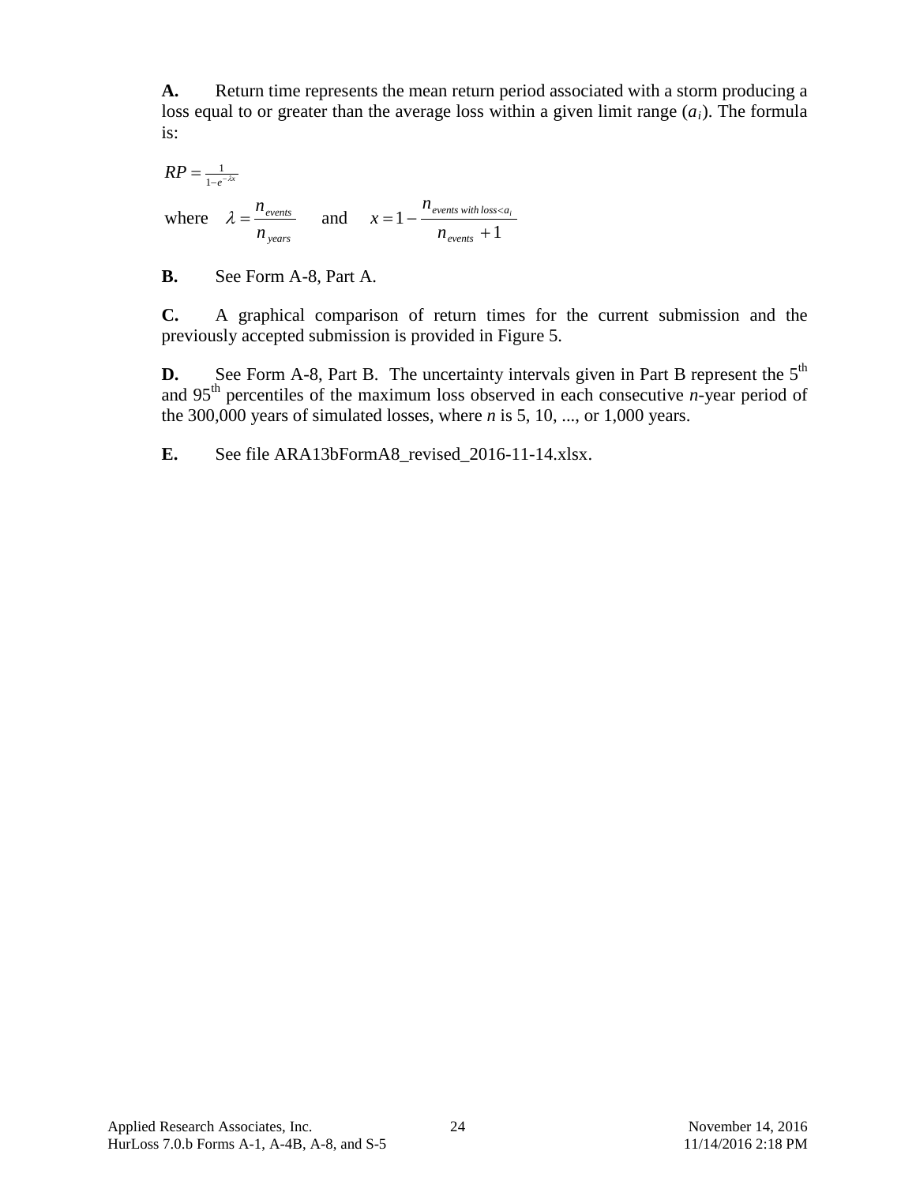**A.** Return time represents the mean return period associated with a storm producing a loss equal to or greater than the average loss within a given limit range ($a_i$). The formula is:

$$RP = \frac{1}{1-e^{-\lambda x}}$$

where $\lambda = \frac{n_{events}}{n_{years}}$ and $x = 1 - \frac{n_{events\ with\ loss < a_i}}{n_{events} + 1}$

**B.** See Form A-8, Part A.

**C.** A graphical comparison of return times for the current submission and the previously accepted submission is provided in Figure 5.

**D.** See Form A-8, Part B. The uncertainty intervals given in Part B represent the 5th and 95th percentiles of the maximum loss observed in each consecutive *n*-year period of the 300,000 years of simulated losses, where *n* is 5, 10, ..., or 1,000 years.

**E.** See file ARA13bFormA8_revised_2016-11-14.xlsx.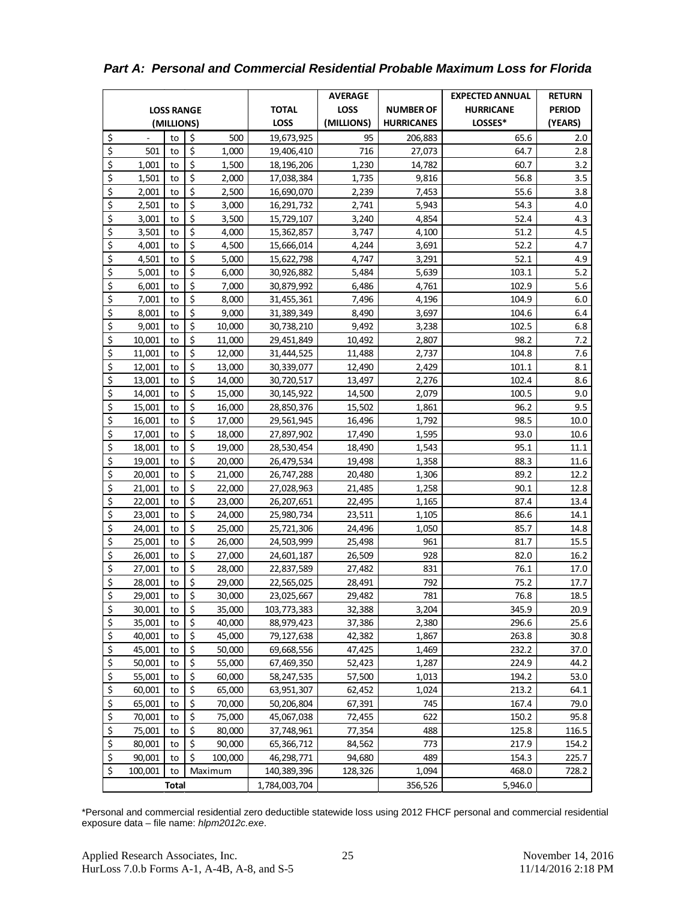*Part A: Personal and Commercial Residential Probable Maximum Loss for Florida*

| LOSS RANGE (MILLIONS) | TOTAL LOSS | AVERAGE LOSS (MILLIONS) | NUMBER OF HURRICANES | EXPECTED ANNUAL HURRICANE LOSSES* | RETURN PERIOD (YEARS) |
|---|---|---|---|---|---|
| $ - to $ 500 | 19,673,925 | 95 | 206,883 | 65.6 | 2.0 |
| $ 501 to $ 1,000 | 19,406,410 | 716 | 27,073 | 64.7 | 2.8 |
| $ 1,001 to $ 1,500 | 18,196,206 | 1,230 | 14,782 | 60.7 | 3.2 |
| $ 1,501 to $ 2,000 | 17,038,384 | 1,735 | 9,816 | 56.8 | 3.5 |
| $ 2,001 to $ 2,500 | 16,690,070 | 2,239 | 7,453 | 55.6 | 3.8 |
| $ 2,501 to $ 3,000 | 16,291,732 | 2,741 | 5,943 | 54.3 | 4.0 |
| $ 3,001 to $ 3,500 | 15,729,107 | 3,240 | 4,854 | 52.4 | 4.3 |
| $ 3,501 to $ 4,000 | 15,362,857 | 3,747 | 4,100 | 51.2 | 4.5 |
| $ 4,001 to $ 4,500 | 15,666,014 | 4,244 | 3,691 | 52.2 | 4.7 |
| $ 4,501 to $ 5,000 | 15,622,798 | 4,747 | 3,291 | 52.1 | 4.9 |
| $ 5,001 to $ 6,000 | 30,926,882 | 5,484 | 5,639 | 103.1 | 5.2 |
| $ 6,001 to $ 7,000 | 30,879,992 | 6,486 | 4,761 | 102.9 | 5.6 |
| $ 7,001 to $ 8,000 | 31,455,361 | 7,496 | 4,196 | 104.9 | 6.0 |
| $ 8,001 to $ 9,000 | 31,389,349 | 8,490 | 3,697 | 104.6 | 6.4 |
| $ 9,001 to $ 10,000 | 30,738,210 | 9,492 | 3,238 | 102.5 | 6.8 |
| $ 10,001 to $ 11,000 | 29,451,849 | 10,492 | 2,807 | 98.2 | 7.2 |
| $ 11,001 to $ 12,000 | 31,444,525 | 11,488 | 2,737 | 104.8 | 7.6 |
| $ 12,001 to $ 13,000 | 30,339,077 | 12,490 | 2,429 | 101.1 | 8.1 |
| $ 13,001 to $ 14,000 | 30,720,517 | 13,497 | 2,276 | 102.4 | 8.6 |
| $ 14,001 to $ 15,000 | 30,145,922 | 14,500 | 2,079 | 100.5 | 9.0 |
| $ 15,001 to $ 16,000 | 28,850,376 | 15,502 | 1,861 | 96.2 | 9.5 |
| $ 16,001 to $ 17,000 | 29,561,945 | 16,496 | 1,792 | 98.5 | 10.0 |
| $ 17,001 to $ 18,000 | 27,897,902 | 17,490 | 1,595 | 93.0 | 10.6 |
| $ 18,001 to $ 19,000 | 28,530,454 | 18,490 | 1,543 | 95.1 | 11.1 |
| $ 19,001 to $ 20,000 | 26,479,534 | 19,498 | 1,358 | 88.3 | 11.6 |
| $ 20,001 to $ 21,000 | 26,747,288 | 20,480 | 1,306 | 89.2 | 12.2 |
| $ 21,001 to $ 22,000 | 27,028,963 | 21,485 | 1,258 | 90.1 | 12.8 |
| $ 22,001 to $ 23,000 | 26,207,651 | 22,495 | 1,165 | 87.4 | 13.4 |
| $ 23,001 to $ 24,000 | 25,980,734 | 23,511 | 1,105 | 86.6 | 14.1 |
| $ 24,001 to $ 25,000 | 25,721,306 | 24,496 | 1,050 | 85.7 | 14.8 |
| $ 25,001 to $ 26,000 | 24,503,999 | 25,498 | 961 | 81.7 | 15.5 |
| $ 26,001 to $ 27,000 | 24,601,187 | 26,509 | 928 | 82.0 | 16.2 |
| $ 27,001 to $ 28,000 | 22,837,589 | 27,482 | 831 | 76.1 | 17.0 |
| $ 28,001 to $ 29,000 | 22,565,025 | 28,491 | 792 | 75.2 | 17.7 |
| $ 29,001 to $ 30,000 | 23,025,667 | 29,482 | 781 | 76.8 | 18.5 |
| $ 30,001 to $ 35,000 | 103,773,383 | 32,388 | 3,204 | 345.9 | 20.9 |
| $ 35,001 to $ 40,000 | 88,979,423 | 37,386 | 2,380 | 296.6 | 25.6 |
| $ 40,001 to $ 45,000 | 79,127,638 | 42,382 | 1,867 | 263.8 | 30.8 |
| $ 45,001 to $ 50,000 | 69,668,556 | 47,425 | 1,469 | 232.2 | 37.0 |
| $ 50,001 to $ 55,000 | 67,469,350 | 52,423 | 1,287 | 224.9 | 44.2 |
| $ 55,001 to $ 60,000 | 58,247,535 | 57,500 | 1,013 | 194.2 | 53.0 |
| $ 60,001 to $ 65,000 | 63,951,307 | 62,452 | 1,024 | 213.2 | 64.1 |
| $ 65,001 to $ 70,000 | 50,206,804 | 67,391 | 745 | 167.4 | 79.0 |
| $ 70,001 to $ 75,000 | 45,067,038 | 72,455 | 622 | 150.2 | 95.8 |
| $ 75,001 to $ 80,000 | 37,748,961 | 77,354 | 488 | 125.8 | 116.5 |
| $ 80,001 to $ 90,000 | 65,366,712 | 84,562 | 773 | 217.9 | 154.2 |
| $ 90,001 to $ 100,000 | 46,298,771 | 94,680 | 489 | 154.3 | 225.7 |
| $ 100,001 to Maximum | 140,389,396 | 128,326 | 1,094 | 468.0 | 728.2 |
| Total | 1,784,003,704 | | 356,526 | 5,946.0 | |

*Personal and commercial residential zero deductible statewide loss using 2012 FHCF personal and commercial residential exposure data – file name: *hlpm2012c.exe*.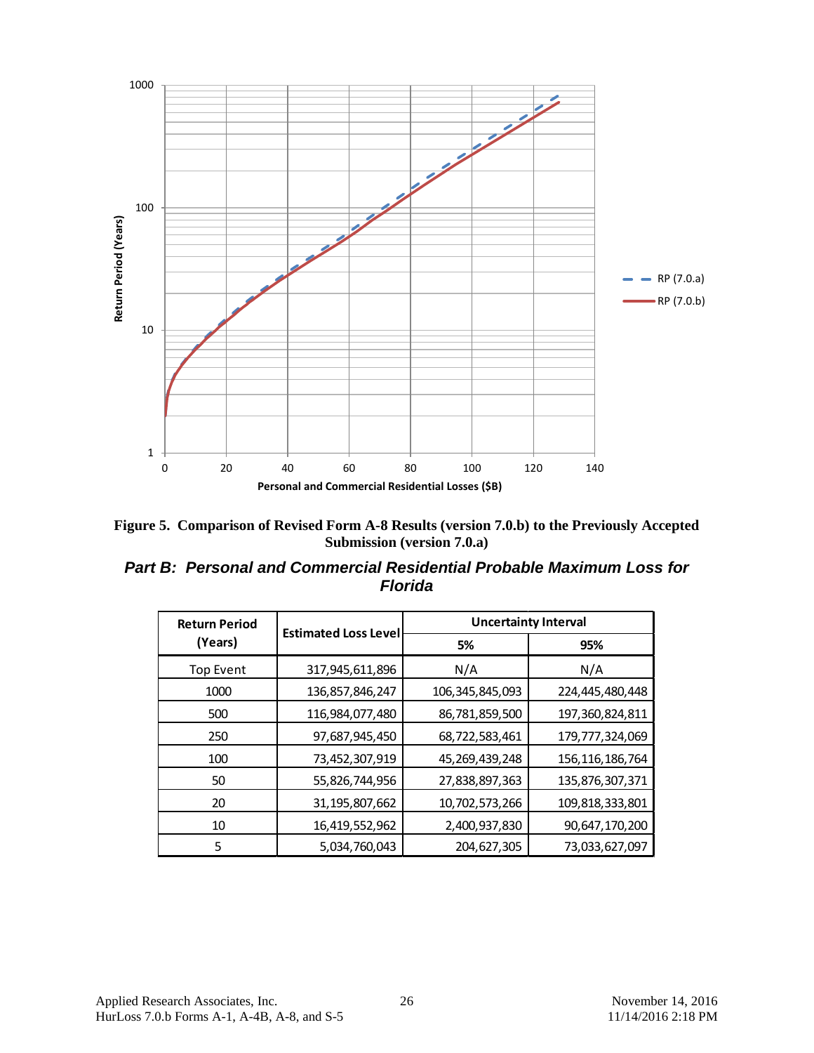**Figure 5. Comparison of Revised Form A-8 Results (version 7.0.b) to the Previously Accepted Submission (version 7.0.a)**

## *Part B: Personal and Commercial Residential Probable Maximum Loss for Florida*

| Return Period (Years) | Estimated Loss Level | Uncertainty Interval | |
|---|---|---|---|
| | | **5%** | **95%** |
| Top Event | 317,945,611,896 | N/A | N/A |
| 1000 | 136,857,846,247 | 106,345,845,093 | 224,445,480,448 |
| 500 | 116,984,077,480 | 86,781,859,500 | 197,360,824,811 |
| 250 | 97,687,945,450 | 68,722,583,461 | 179,777,324,069 |
| 100 | 73,452,307,919 | 45,269,439,248 | 156,116,186,764 |
| 50 | 55,826,744,956 | 27,838,897,363 | 135,876,307,371 |
| 20 | 31,195,807,662 | 10,702,573,266 | 109,818,333,801 |
| 10 | 16,419,552,962 | 2,400,937,830 | 90,647,170,200 |
| 5 | 5,034,760,043 | 204,627,305 | 73,033,627,097 |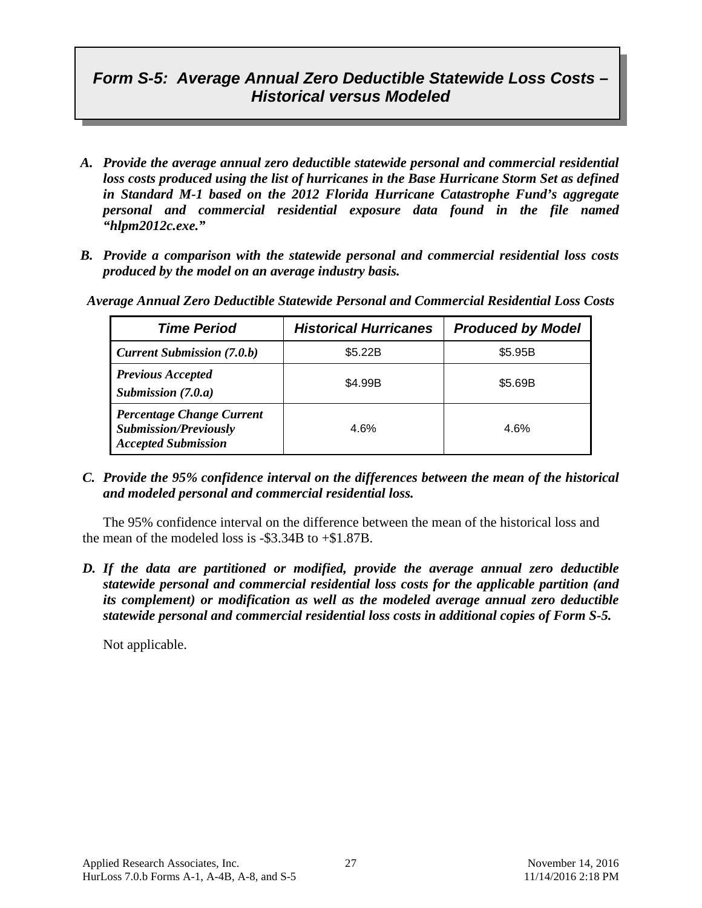# *Form S-5: Average Annual Zero Deductible Statewide Loss Costs – Historical versus Modeled*

***A. Provide the average annual zero deductible statewide personal and commercial residential loss costs produced using the list of hurricanes in the Base Hurricane Storm Set as defined in Standard M-1 based on the 2012 Florida Hurricane Catastrophe Fund's aggregate personal and commercial residential exposure data found in the file named "hlpm2012c.exe."***

***B. Provide a comparison with the statewide personal and commercial residential loss costs produced by the model on an average industry basis.***

*Average Annual Zero Deductible Statewide Personal and Commercial Residential Loss Costs*

| *Time Period* | *Historical Hurricanes* | *Produced by Model* |
|---|---|---|
| *Current Submission (7.0.b)* | $5.22B | $5.95B |
| *Previous Accepted Submission (7.0.a)* | $4.99B | $5.69B |
| *Percentage Change Current Submission/Previously Accepted Submission* | 4.6% | 4.6% |

***C. Provide the 95% confidence interval on the differences between the mean of the historical and modeled personal and commercial residential loss.***

The 95% confidence interval on the difference between the mean of the historical loss and the mean of the modeled loss is -$3.34B to +$1.87B.

***D. If the data are partitioned or modified, provide the average annual zero deductible statewide personal and commercial residential loss costs for the applicable partition (and its complement) or modification as well as the modeled average annual zero deductible statewide personal and commercial residential loss costs in additional copies of Form S-5.***

Not applicable.